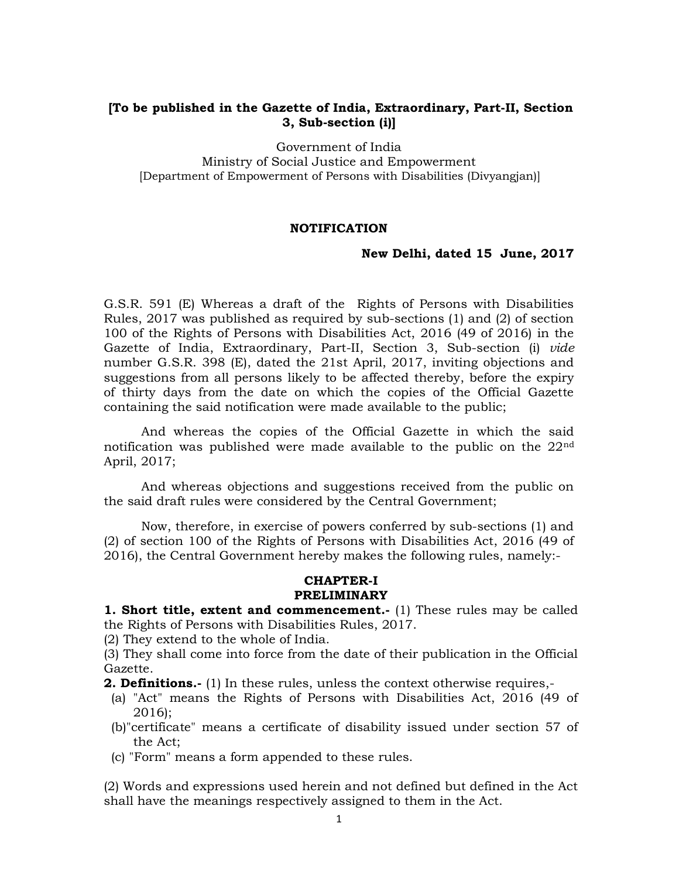**[To be published in the Gazette of India, Extraordinary, Part-II, Section 3, Sub-section (i)]**

Government of India
Ministry of Social Justice and Empowerment
[Department of Empowerment of Persons with Disabilities (Divyangjan)]

**NOTIFICATION**

**New Delhi, dated 15 June, 2017**

G.S.R. 591 (E) Whereas a draft of the Rights of Persons with Disabilities Rules, 2017 was published as required by sub-sections (1) and (2) of section 100 of the Rights of Persons with Disabilities Act, 2016 (49 of 2016) in the Gazette of India, Extraordinary, Part-II, Section 3, Sub-section (i) *vide* number G.S.R. 398 (E), dated the 21st April, 2017, inviting objections and suggestions from all persons likely to be affected thereby, before the expiry of thirty days from the date on which the copies of the Official Gazette containing the said notification were made available to the public;

And whereas the copies of the Official Gazette in which the said notification was published were made available to the public on the 22nd April, 2017;

And whereas objections and suggestions received from the public on the said draft rules were considered by the Central Government;

Now, therefore, in exercise of powers conferred by sub-sections (1) and (2) of section 100 of the Rights of Persons with Disabilities Act, 2016 (49 of 2016), the Central Government hereby makes the following rules, namely:-

## CHAPTER-I
## PRELIMINARY

**1. Short title, extent and commencement.-** (1) These rules may be called the Rights of Persons with Disabilities Rules, 2017.

(2) They extend to the whole of India.

(3) They shall come into force from the date of their publication in the Official Gazette.

**2. Definitions.-** (1) In these rules, unless the context otherwise requires,-

(a) "Act" means the Rights of Persons with Disabilities Act, 2016 (49 of 2016);

(b) "certificate" means a certificate of disability issued under section 57 of the Act;

(c) "Form" means a form appended to these rules.

(2) Words and expressions used herein and not defined but defined in the Act shall have the meanings respectively assigned to them in the Act.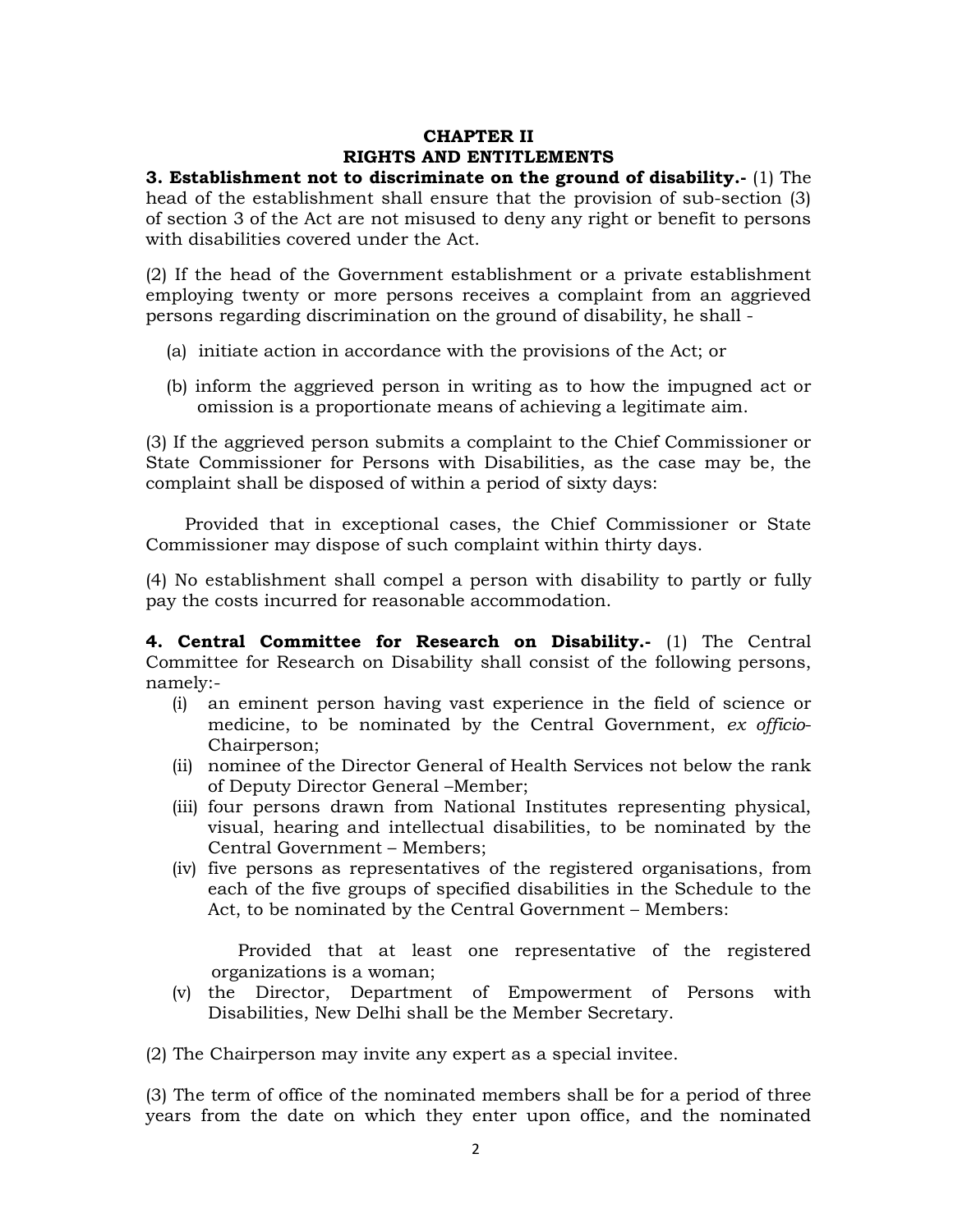## CHAPTER II
## RIGHTS AND ENTITLEMENTS

**3. Establishment not to discriminate on the ground of disability.-** (1) The head of the establishment shall ensure that the provision of sub-section (3) of section 3 of the Act are not misused to deny any right or benefit to persons with disabilities covered under the Act.

(2) If the head of the Government establishment or a private establishment employing twenty or more persons receives a complaint from an aggrieved persons regarding discrimination on the ground of disability, he shall -

(a) initiate action in accordance with the provisions of the Act; or

(b) inform the aggrieved person in writing as to how the impugned act or omission is a proportionate means of achieving a legitimate aim.

(3) If the aggrieved person submits a complaint to the Chief Commissioner or State Commissioner for Persons with Disabilities, as the case may be, the complaint shall be disposed of within a period of sixty days:

Provided that in exceptional cases, the Chief Commissioner or State Commissioner may dispose of such complaint within thirty days.

(4) No establishment shall compel a person with disability to partly or fully pay the costs incurred for reasonable accommodation.

**4. Central Committee for Research on Disability.-** (1) The Central Committee for Research on Disability shall consist of the following persons, namely:-

(i) an eminent person having vast experience in the field of science or medicine, to be nominated by the Central Government, *ex officio*-Chairperson;

(ii) nominee of the Director General of Health Services not below the rank of Deputy Director General –Member;

(iii) four persons drawn from National Institutes representing physical, visual, hearing and intellectual disabilities, to be nominated by the Central Government – Members;

(iv) five persons as representatives of the registered organisations, from each of the five groups of specified disabilities in the Schedule to the Act, to be nominated by the Central Government – Members:

Provided that at least one representative of the registered organizations is a woman;

(v) the Director, Department of Empowerment of Persons with Disabilities, New Delhi shall be the Member Secretary.

(2) The Chairperson may invite any expert as a special invitee.

(3) The term of office of the nominated members shall be for a period of three years from the date on which they enter upon office, and the nominated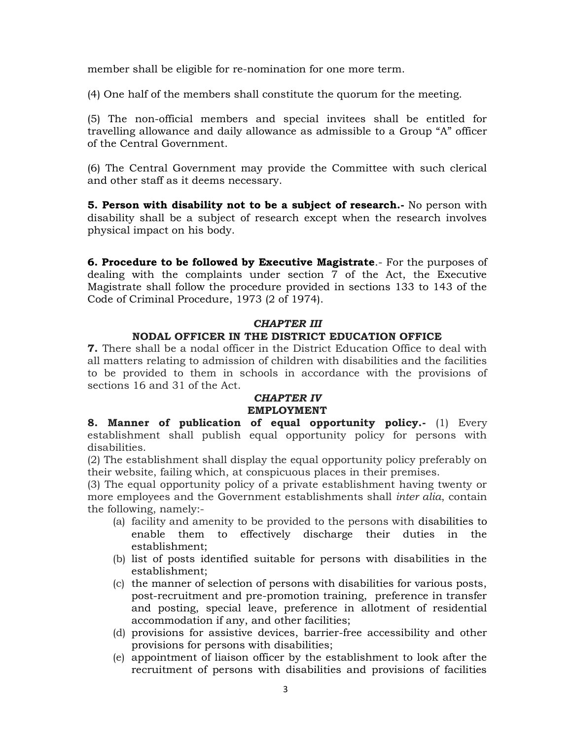member shall be eligible for re-nomination for one more term.

(4) One half of the members shall constitute the quorum for the meeting.

(5) The non-official members and special invitees shall be entitled for travelling allowance and daily allowance as admissible to a Group "A" officer of the Central Government.

(6) The Central Government may provide the Committee with such clerical and other staff as it deems necessary.

**5. Person with disability not to be a subject of research.-** No person with disability shall be a subject of research except when the research involves physical impact on his body.

**6. Procedure to be followed by Executive Magistrate**.- For the purposes of dealing with the complaints under section 7 of the Act, the Executive Magistrate shall follow the procedure provided in sections 133 to 143 of the Code of Criminal Procedure, 1973 (2 of 1974).

## *CHAPTER III*
## NODAL OFFICER IN THE DISTRICT EDUCATION OFFICE

**7.** There shall be a nodal officer in the District Education Office to deal with all matters relating to admission of children with disabilities and the facilities to be provided to them in schools in accordance with the provisions of sections 16 and 31 of the Act.

## *CHAPTER IV*
## EMPLOYMENT

**8. Manner of publication of equal opportunity policy.-** (1) Every establishment shall publish equal opportunity policy for persons with disabilities.

(2) The establishment shall display the equal opportunity policy preferably on their website, failing which, at conspicuous places in their premises.

(3) The equal opportunity policy of a private establishment having twenty or more employees and the Government establishments shall *inter alia*, contain the following, namely:-

(a) facility and amenity to be provided to the persons with disabilities to enable them to effectively discharge their duties in the establishment;

(b) list of posts identified suitable for persons with disabilities in the establishment;

(c) the manner of selection of persons with disabilities for various posts, post-recruitment and pre-promotion training, preference in transfer and posting, special leave, preference in allotment of residential accommodation if any, and other facilities;

(d) provisions for assistive devices, barrier-free accessibility and other provisions for persons with disabilities;

(e) appointment of liaison officer by the establishment to look after the recruitment of persons with disabilities and provisions of facilities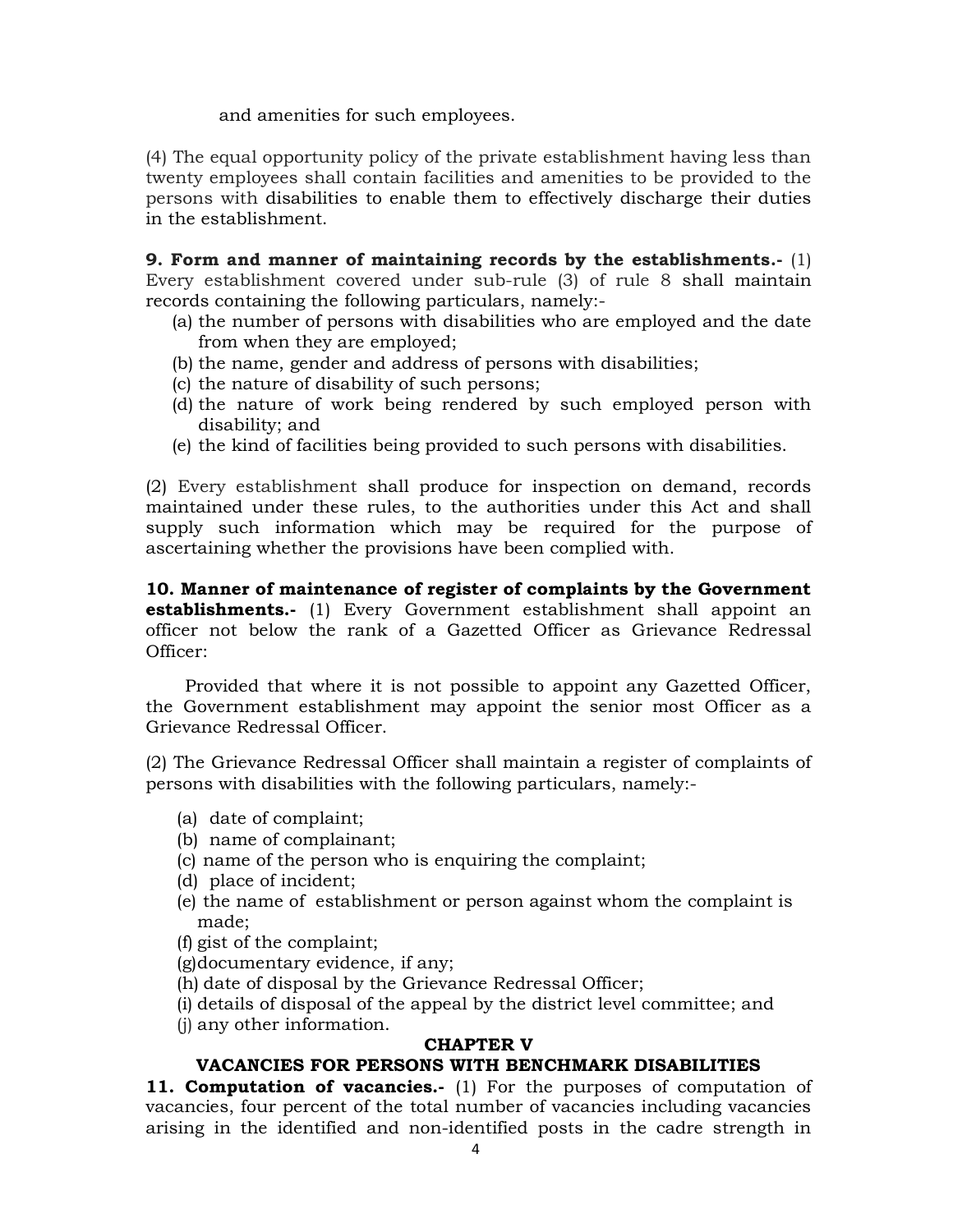and amenities for such employees.

(4) The equal opportunity policy of the private establishment having less than twenty employees shall contain facilities and amenities to be provided to the persons with disabilities to enable them to effectively discharge their duties in the establishment.

**9. Form and manner of maintaining records by the establishments.-** (1) Every establishment covered under sub-rule (3) of rule 8 shall maintain records containing the following particulars, namely:-

(a) the number of persons with disabilities who are employed and the date from when they are employed;
(b) the name, gender and address of persons with disabilities;
(c) the nature of disability of such persons;
(d) the nature of work being rendered by such employed person with disability; and
(e) the kind of facilities being provided to such persons with disabilities.

(2) Every establishment shall produce for inspection on demand, records maintained under these rules, to the authorities under this Act and shall supply such information which may be required for the purpose of ascertaining whether the provisions have been complied with.

**10. Manner of maintenance of register of complaints by the Government establishments.-** (1) Every Government establishment shall appoint an officer not below the rank of a Gazetted Officer as Grievance Redressal Officer:

Provided that where it is not possible to appoint any Gazetted Officer, the Government establishment may appoint the senior most Officer as a Grievance Redressal Officer.

(2) The Grievance Redressal Officer shall maintain a register of complaints of persons with disabilities with the following particulars, namely:-

(a) date of complaint;
(b) name of complainant;
(c) name of the person who is enquiring the complaint;
(d) place of incident;
(e) the name of establishment or person against whom the complaint is made;
(f) gist of the complaint;
(g) documentary evidence, if any;
(h) date of disposal by the Grievance Redressal Officer;
(i) details of disposal of the appeal by the district level committee; and
(j) any other information.

## CHAPTER V

## VACANCIES FOR PERSONS WITH BENCHMARK DISABILITIES

**11. Computation of vacancies.-** (1) For the purposes of computation of vacancies, four percent of the total number of vacancies including vacancies arising in the identified and non-identified posts in the cadre strength in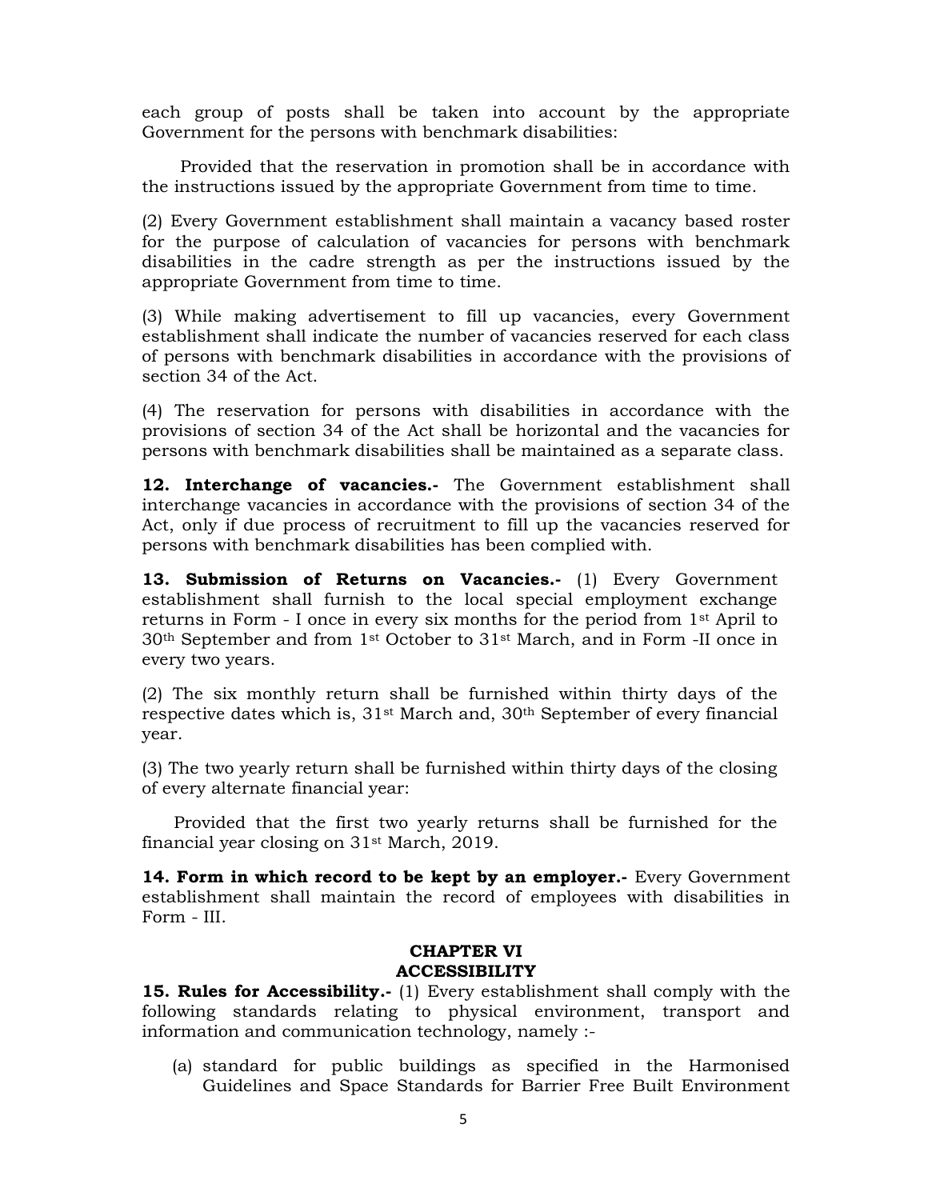each group of posts shall be taken into account by the appropriate Government for the persons with benchmark disabilities:

Provided that the reservation in promotion shall be in accordance with the instructions issued by the appropriate Government from time to time.

(2) Every Government establishment shall maintain a vacancy based roster for the purpose of calculation of vacancies for persons with benchmark disabilities in the cadre strength as per the instructions issued by the appropriate Government from time to time.

(3) While making advertisement to fill up vacancies, every Government establishment shall indicate the number of vacancies reserved for each class of persons with benchmark disabilities in accordance with the provisions of section 34 of the Act.

(4) The reservation for persons with disabilities in accordance with the provisions of section 34 of the Act shall be horizontal and the vacancies for persons with benchmark disabilities shall be maintained as a separate class.

**12. Interchange of vacancies.-** The Government establishment shall interchange vacancies in accordance with the provisions of section 34 of the Act, only if due process of recruitment to fill up the vacancies reserved for persons with benchmark disabilities has been complied with.

**13. Submission of Returns on Vacancies.-** (1) Every Government establishment shall furnish to the local special employment exchange returns in Form - I once in every six months for the period from 1st April to 30th September and from 1st October to 31st March, and in Form -II once in every two years.

(2) The six monthly return shall be furnished within thirty days of the respective dates which is, 31st March and, 30th September of every financial year.

(3) The two yearly return shall be furnished within thirty days of the closing of every alternate financial year:

Provided that the first two yearly returns shall be furnished for the financial year closing on 31st March, 2019.

**14. Form in which record to be kept by an employer.-** Every Government establishment shall maintain the record of employees with disabilities in Form - III.

## CHAPTER VI
## ACCESSIBILITY

**15. Rules for Accessibility.-** (1) Every establishment shall comply with the following standards relating to physical environment, transport and information and communication technology, namely :-

(a) standard for public buildings as specified in the Harmonised Guidelines and Space Standards for Barrier Free Built Environment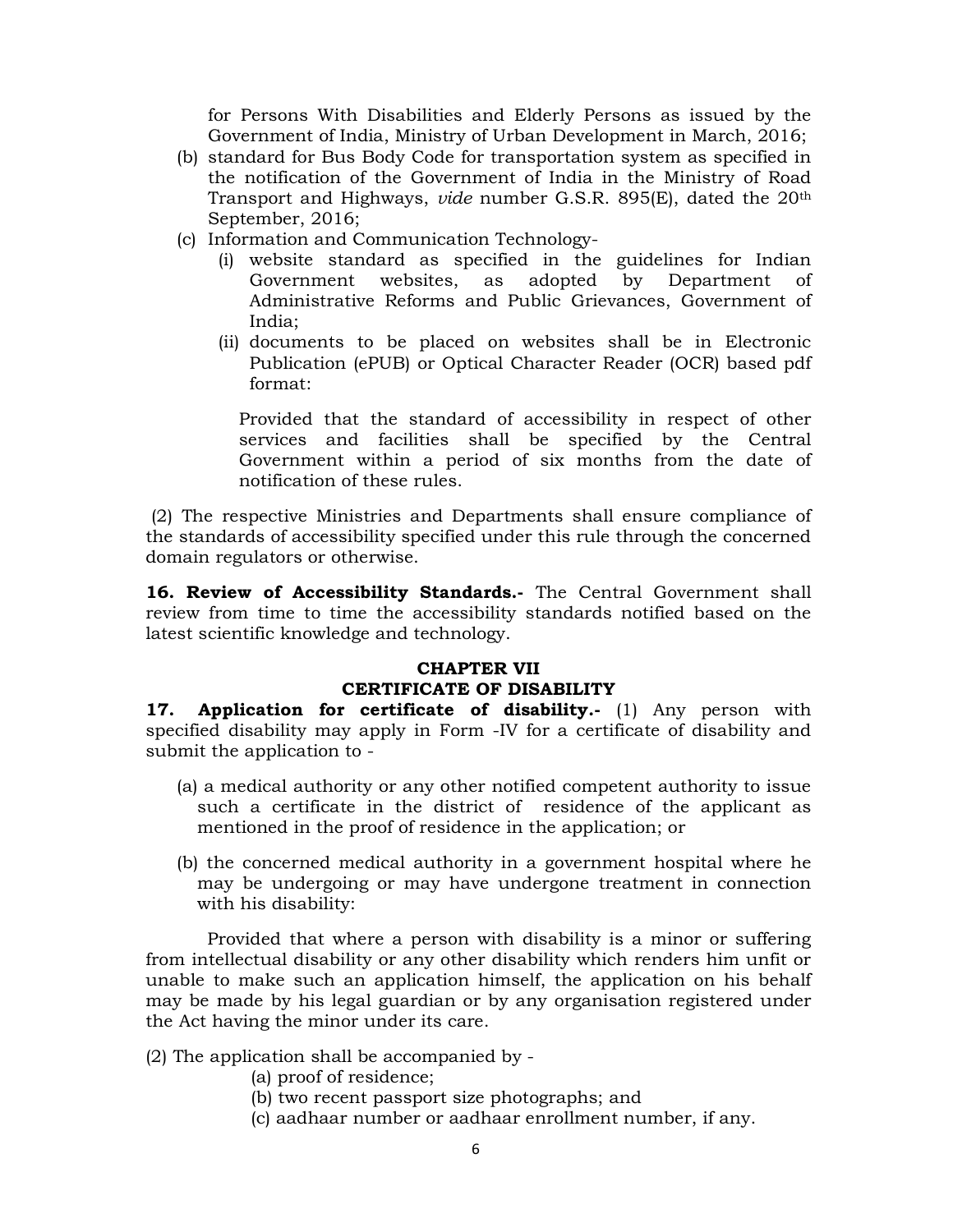for Persons With Disabilities and Elderly Persons as issued by the Government of India, Ministry of Urban Development in March, 2016;

(b) standard for Bus Body Code for transportation system as specified in the notification of the Government of India in the Ministry of Road Transport and Highways, *vide* number G.S.R. 895(E), dated the 20th September, 2016;

(c) Information and Communication Technology-

   (i) website standard as specified in the guidelines for Indian Government websites, as adopted by Department of Administrative Reforms and Public Grievances, Government of India;

   (ii) documents to be placed on websites shall be in Electronic Publication (ePUB) or Optical Character Reader (OCR) based pdf format:

   Provided that the standard of accessibility in respect of other services and facilities shall be specified by the Central Government within a period of six months from the date of notification of these rules.

(2) The respective Ministries and Departments shall ensure compliance of the standards of accessibility specified under this rule through the concerned domain regulators or otherwise.

**16. Review of Accessibility Standards.-** The Central Government shall review from time to time the accessibility standards notified based on the latest scientific knowledge and technology.

## CHAPTER VII
## CERTIFICATE OF DISABILITY

**17. Application for certificate of disability.-** (1) Any person with specified disability may apply in Form -IV for a certificate of disability and submit the application to -

(a) a medical authority or any other notified competent authority to issue such a certificate in the district of residence of the applicant as mentioned in the proof of residence in the application; or

(b) the concerned medical authority in a government hospital where he may be undergoing or may have undergone treatment in connection with his disability:

Provided that where a person with disability is a minor or suffering from intellectual disability or any other disability which renders him unfit or unable to make such an application himself, the application on his behalf may be made by his legal guardian or by any organisation registered under the Act having the minor under its care.

(2) The application shall be accompanied by -

(a) proof of residence;

(b) two recent passport size photographs; and

(c) aadhaar number or aadhaar enrollment number, if any.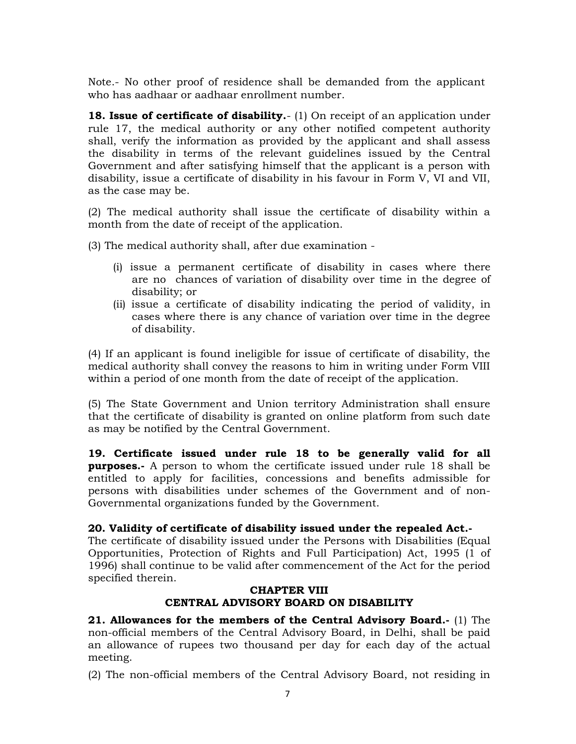Note.- No other proof of residence shall be demanded from the applicant who has aadhaar or aadhaar enrollment number.

**18. Issue of certificate of disability.**- (1) On receipt of an application under rule 17, the medical authority or any other notified competent authority shall, verify the information as provided by the applicant and shall assess the disability in terms of the relevant guidelines issued by the Central Government and after satisfying himself that the applicant is a person with disability, issue a certificate of disability in his favour in Form V, VI and VII, as the case may be.

(2) The medical authority shall issue the certificate of disability within a month from the date of receipt of the application.

(3) The medical authority shall, after due examination -

- (i) issue a permanent certificate of disability in cases where there are no chances of variation of disability over time in the degree of disability; or
- (ii) issue a certificate of disability indicating the period of validity, in cases where there is any chance of variation over time in the degree of disability.

(4) If an applicant is found ineligible for issue of certificate of disability, the medical authority shall convey the reasons to him in writing under Form VIII within a period of one month from the date of receipt of the application.

(5) The State Government and Union territory Administration shall ensure that the certificate of disability is granted on online platform from such date as may be notified by the Central Government.

**19. Certificate issued under rule 18 to be generally valid for all purposes.-** A person to whom the certificate issued under rule 18 shall be entitled to apply for facilities, concessions and benefits admissible for persons with disabilities under schemes of the Government and of non-Governmental organizations funded by the Government.

**20. Validity of certificate of disability issued under the repealed Act.-** The certificate of disability issued under the Persons with Disabilities (Equal Opportunities, Protection of Rights and Full Participation) Act, 1995 (1 of 1996) shall continue to be valid after commencement of the Act for the period specified therein.

## CHAPTER VIII
## CENTRAL ADVISORY BOARD ON DISABILITY

**21. Allowances for the members of the Central Advisory Board.-** (1) The non-official members of the Central Advisory Board, in Delhi, shall be paid an allowance of rupees two thousand per day for each day of the actual meeting.

(2) The non-official members of the Central Advisory Board, not residing in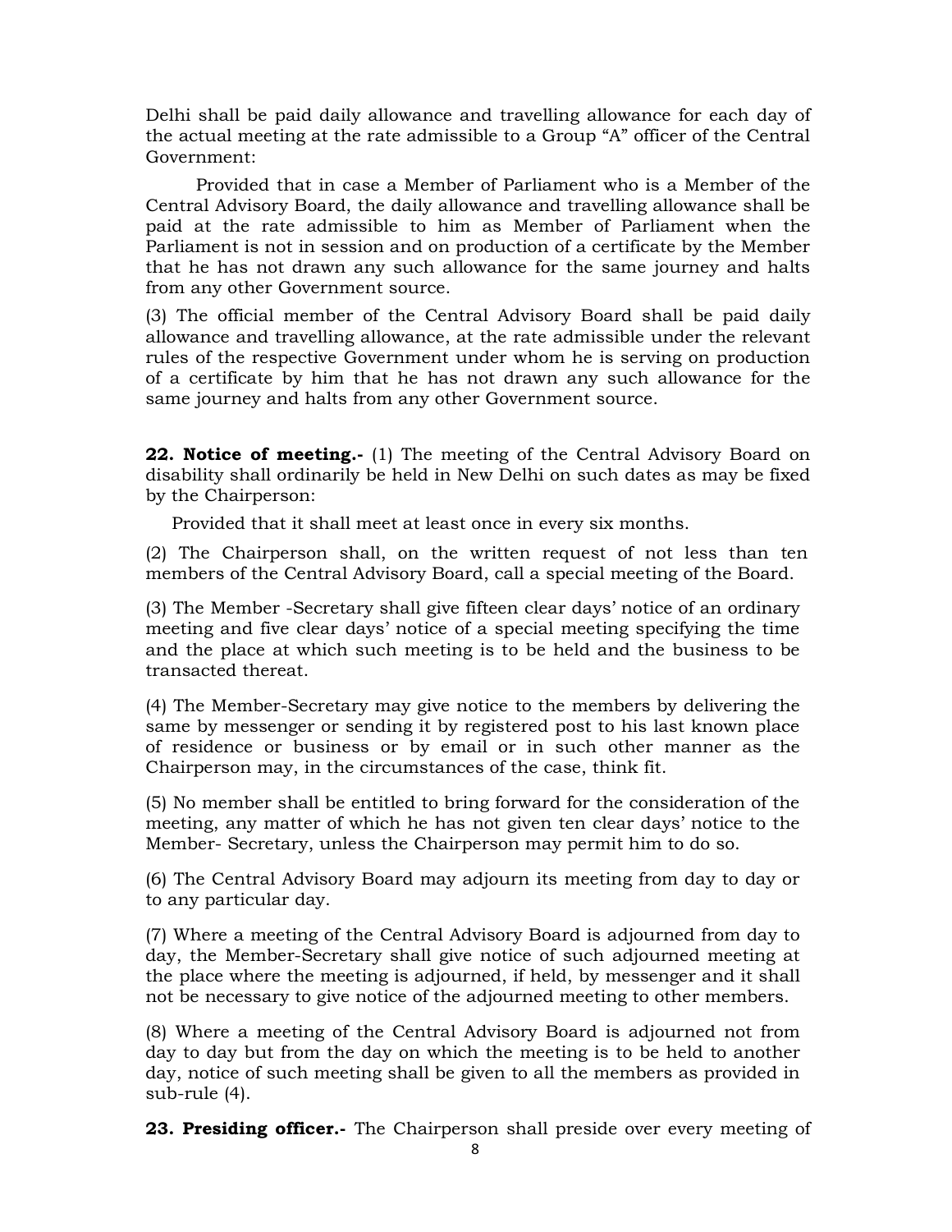Delhi shall be paid daily allowance and travelling allowance for each day of the actual meeting at the rate admissible to a Group "A" officer of the Central Government:

Provided that in case a Member of Parliament who is a Member of the Central Advisory Board, the daily allowance and travelling allowance shall be paid at the rate admissible to him as Member of Parliament when the Parliament is not in session and on production of a certificate by the Member that he has not drawn any such allowance for the same journey and halts from any other Government source.

(3) The official member of the Central Advisory Board shall be paid daily allowance and travelling allowance, at the rate admissible under the relevant rules of the respective Government under whom he is serving on production of a certificate by him that he has not drawn any such allowance for the same journey and halts from any other Government source.

**22. Notice of meeting.-** (1) The meeting of the Central Advisory Board on disability shall ordinarily be held in New Delhi on such dates as may be fixed by the Chairperson:

Provided that it shall meet at least once in every six months.

(2) The Chairperson shall, on the written request of not less than ten members of the Central Advisory Board, call a special meeting of the Board.

(3) The Member -Secretary shall give fifteen clear days' notice of an ordinary meeting and five clear days' notice of a special meeting specifying the time and the place at which such meeting is to be held and the business to be transacted thereat.

(4) The Member-Secretary may give notice to the members by delivering the same by messenger or sending it by registered post to his last known place of residence or business or by email or in such other manner as the Chairperson may, in the circumstances of the case, think fit.

(5) No member shall be entitled to bring forward for the consideration of the meeting, any matter of which he has not given ten clear days' notice to the Member- Secretary, unless the Chairperson may permit him to do so.

(6) The Central Advisory Board may adjourn its meeting from day to day or to any particular day.

(7) Where a meeting of the Central Advisory Board is adjourned from day to day, the Member-Secretary shall give notice of such adjourned meeting at the place where the meeting is adjourned, if held, by messenger and it shall not be necessary to give notice of the adjourned meeting to other members.

(8) Where a meeting of the Central Advisory Board is adjourned not from day to day but from the day on which the meeting is to be held to another day, notice of such meeting shall be given to all the members as provided in sub-rule (4).

**23. Presiding officer.-** The Chairperson shall preside over every meeting of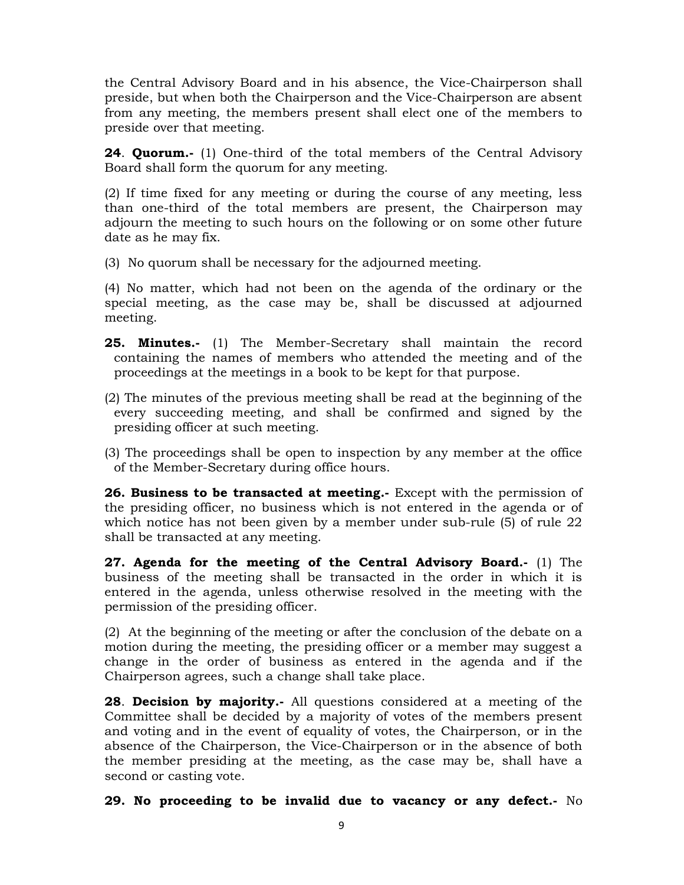the Central Advisory Board and in his absence, the Vice-Chairperson shall preside, but when both the Chairperson and the Vice-Chairperson are absent from any meeting, the members present shall elect one of the members to preside over that meeting.

**24**. **Quorum.-** (1) One-third of the total members of the Central Advisory Board shall form the quorum for any meeting.

(2) If time fixed for any meeting or during the course of any meeting, less than one-third of the total members are present, the Chairperson may adjourn the meeting to such hours on the following or on some other future date as he may fix.

(3) No quorum shall be necessary for the adjourned meeting.

(4) No matter, which had not been on the agenda of the ordinary or the special meeting, as the case may be, shall be discussed at adjourned meeting.

**25. Minutes.-** (1) The Member-Secretary shall maintain the record containing the names of members who attended the meeting and of the proceedings at the meetings in a book to be kept for that purpose.

(2) The minutes of the previous meeting shall be read at the beginning of the every succeeding meeting, and shall be confirmed and signed by the presiding officer at such meeting.

(3) The proceedings shall be open to inspection by any member at the office of the Member-Secretary during office hours.

**26. Business to be transacted at meeting.-** Except with the permission of the presiding officer, no business which is not entered in the agenda or of which notice has not been given by a member under sub-rule (5) of rule 22 shall be transacted at any meeting.

**27. Agenda for the meeting of the Central Advisory Board.-** (1) The business of the meeting shall be transacted in the order in which it is entered in the agenda, unless otherwise resolved in the meeting with the permission of the presiding officer.

(2) At the beginning of the meeting or after the conclusion of the debate on a motion during the meeting, the presiding officer or a member may suggest a change in the order of business as entered in the agenda and if the Chairperson agrees, such a change shall take place.

**28**. **Decision by majority.-** All questions considered at a meeting of the Committee shall be decided by a majority of votes of the members present and voting and in the event of equality of votes, the Chairperson, or in the absence of the Chairperson, the Vice-Chairperson or in the absence of both the member presiding at the meeting, as the case may be, shall have a second or casting vote.

**29. No proceeding to be invalid due to vacancy or any defect.-** No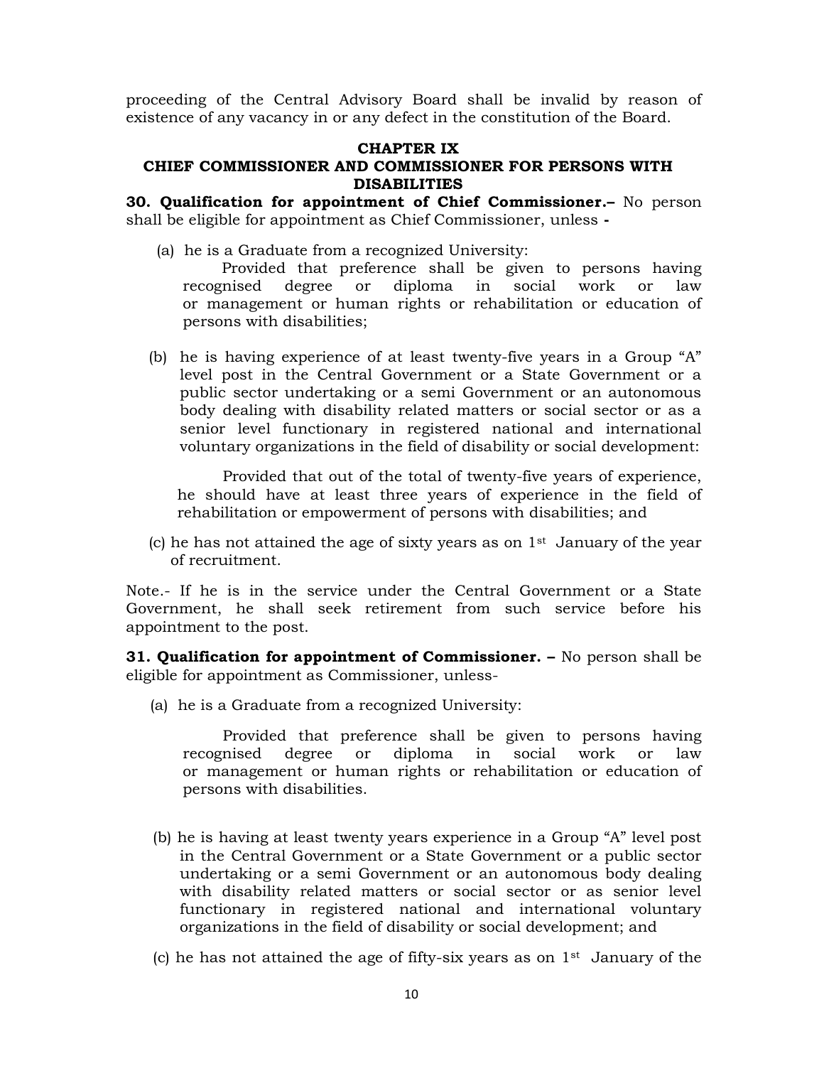proceeding of the Central Advisory Board shall be invalid by reason of existence of any vacancy in or any defect in the constitution of the Board.

## CHAPTER IX

## CHIEF COMMISSIONER AND COMMISSIONER FOR PERSONS WITH DISABILITIES

**30. Qualification for appointment of Chief Commissioner.–** No person shall be eligible for appointment as Chief Commissioner, unless -

(a) he is a Graduate from a recognized University:

Provided that preference shall be given to persons having recognised degree or diploma in social work or law or management or human rights or rehabilitation or education of persons with disabilities;

(b) he is having experience of at least twenty-five years in a Group "A" level post in the Central Government or a State Government or a public sector undertaking or a semi Government or an autonomous body dealing with disability related matters or social sector or as a senior level functionary in registered national and international voluntary organizations in the field of disability or social development:

Provided that out of the total of twenty-five years of experience, he should have at least three years of experience in the field of rehabilitation or empowerment of persons with disabilities; and

(c) he has not attained the age of sixty years as on 1st January of the year of recruitment.

Note.- If he is in the service under the Central Government or a State Government, he shall seek retirement from such service before his appointment to the post.

**31. Qualification for appointment of Commissioner. –** No person shall be eligible for appointment as Commissioner, unless-

(a) he is a Graduate from a recognized University:

Provided that preference shall be given to persons having recognised degree or diploma in social work or law or management or human rights or rehabilitation or education of persons with disabilities.

(b) he is having at least twenty years experience in a Group "A" level post in the Central Government or a State Government or a public sector undertaking or a semi Government or an autonomous body dealing with disability related matters or social sector or as senior level functionary in registered national and international voluntary organizations in the field of disability or social development; and

(c) he has not attained the age of fifty-six years as on 1st January of the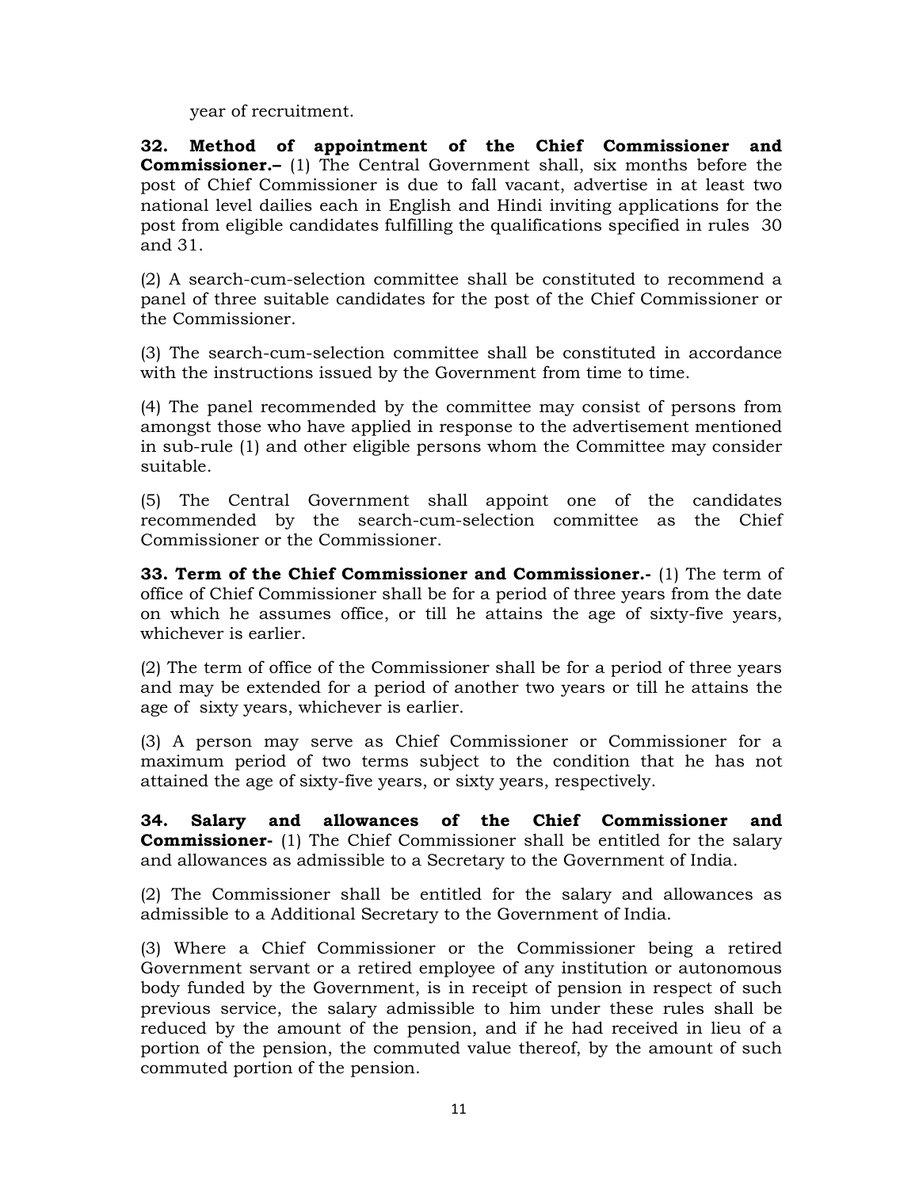year of recruitment.

**32. Method of appointment of the Chief Commissioner and Commissioner.–** (1) The Central Government shall, six months before the post of Chief Commissioner is due to fall vacant, advertise in at least two national level dailies each in English and Hindi inviting applications for the post from eligible candidates fulfilling the qualifications specified in rules 30 and 31.

(2) A search-cum-selection committee shall be constituted to recommend a panel of three suitable candidates for the post of the Chief Commissioner or the Commissioner.

(3) The search-cum-selection committee shall be constituted in accordance with the instructions issued by the Government from time to time.

(4) The panel recommended by the committee may consist of persons from amongst those who have applied in response to the advertisement mentioned in sub-rule (1) and other eligible persons whom the Committee may consider suitable.

(5) The Central Government shall appoint one of the candidates recommended by the search-cum-selection committee as the Chief Commissioner or the Commissioner.

**33. Term of the Chief Commissioner and Commissioner.-** (1) The term of office of Chief Commissioner shall be for a period of three years from the date on which he assumes office, or till he attains the age of sixty-five years, whichever is earlier.

(2) The term of office of the Commissioner shall be for a period of three years and may be extended for a period of another two years or till he attains the age of sixty years, whichever is earlier.

(3) A person may serve as Chief Commissioner or Commissioner for a maximum period of two terms subject to the condition that he has not attained the age of sixty-five years, or sixty years, respectively.

**34. Salary and allowances of the Chief Commissioner and Commissioner-** (1) The Chief Commissioner shall be entitled for the salary and allowances as admissible to a Secretary to the Government of India.

(2) The Commissioner shall be entitled for the salary and allowances as admissible to a Additional Secretary to the Government of India.

(3) Where a Chief Commissioner or the Commissioner being a retired Government servant or a retired employee of any institution or autonomous body funded by the Government, is in receipt of pension in respect of such previous service, the salary admissible to him under these rules shall be reduced by the amount of the pension, and if he had received in lieu of a portion of the pension, the commuted value thereof, by the amount of such commuted portion of the pension.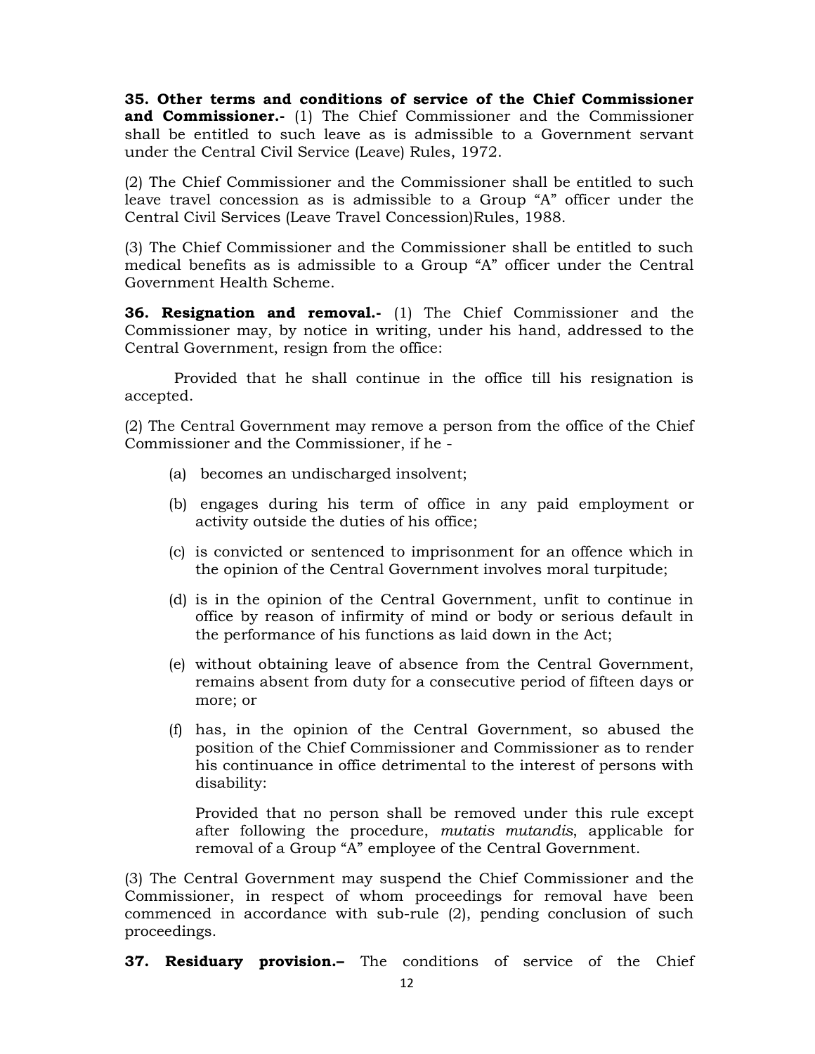**35. Other terms and conditions of service of the Chief Commissioner and Commissioner.-** (1) The Chief Commissioner and the Commissioner shall be entitled to such leave as is admissible to a Government servant under the Central Civil Service (Leave) Rules, 1972.

(2) The Chief Commissioner and the Commissioner shall be entitled to such leave travel concession as is admissible to a Group "A" officer under the Central Civil Services (Leave Travel Concession)Rules, 1988.

(3) The Chief Commissioner and the Commissioner shall be entitled to such medical benefits as is admissible to a Group "A" officer under the Central Government Health Scheme.

**36. Resignation and removal.-** (1) The Chief Commissioner and the Commissioner may, by notice in writing, under his hand, addressed to the Central Government, resign from the office:

Provided that he shall continue in the office till his resignation is accepted.

(2) The Central Government may remove a person from the office of the Chief Commissioner and the Commissioner, if he -

(a) becomes an undischarged insolvent;

(b) engages during his term of office in any paid employment or activity outside the duties of his office;

(c) is convicted or sentenced to imprisonment for an offence which in the opinion of the Central Government involves moral turpitude;

(d) is in the opinion of the Central Government, unfit to continue in office by reason of infirmity of mind or body or serious default in the performance of his functions as laid down in the Act;

(e) without obtaining leave of absence from the Central Government, remains absent from duty for a consecutive period of fifteen days or more; or

(f) has, in the opinion of the Central Government, so abused the position of the Chief Commissioner and Commissioner as to render his continuance in office detrimental to the interest of persons with disability:

Provided that no person shall be removed under this rule except after following the procedure, *mutatis mutandis*, applicable for removal of a Group "A" employee of the Central Government.

(3) The Central Government may suspend the Chief Commissioner and the Commissioner, in respect of whom proceedings for removal have been commenced in accordance with sub-rule (2), pending conclusion of such proceedings.

**37. Residuary provision.–** The conditions of service of the Chief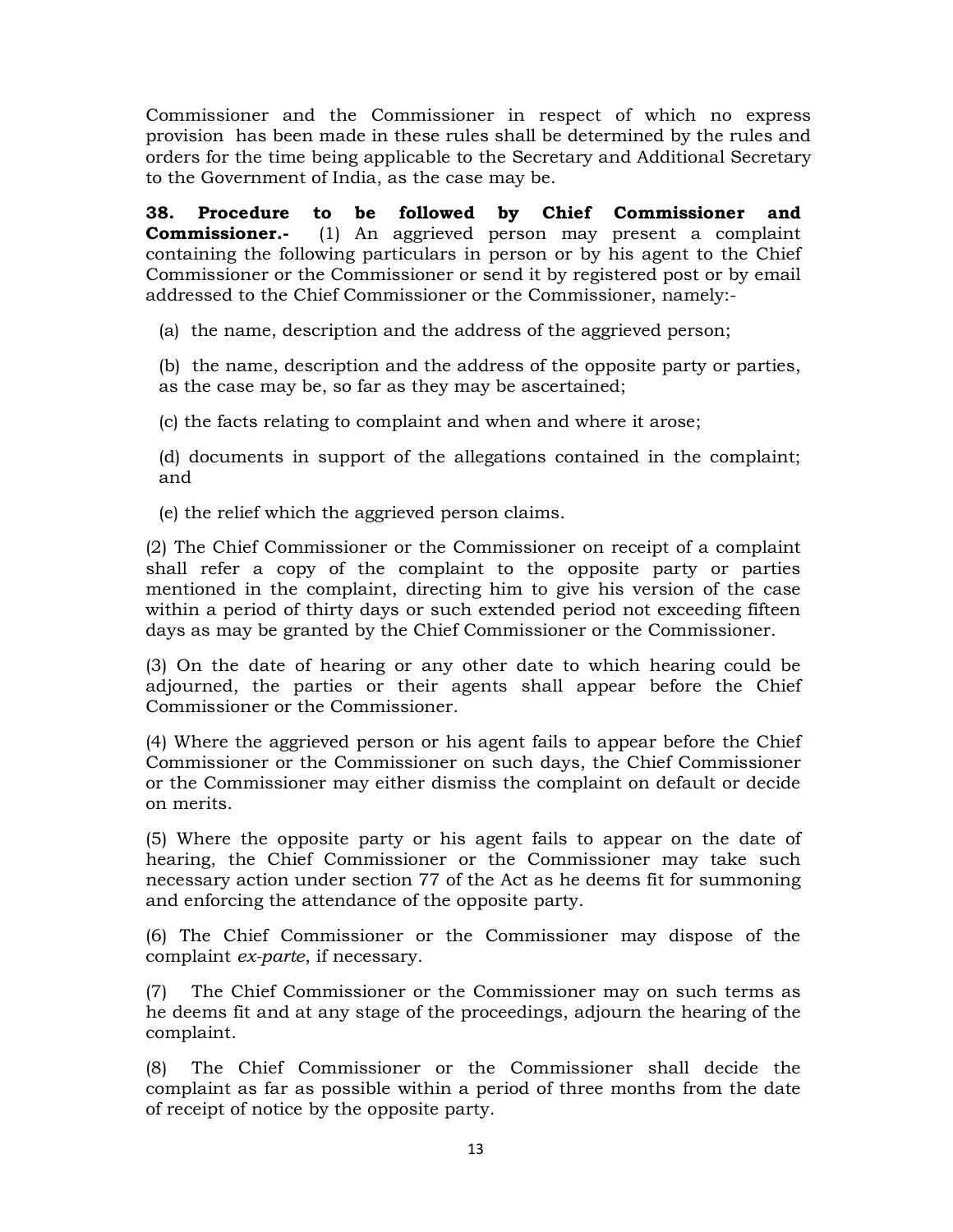Commissioner and the Commissioner in respect of which no express provision has been made in these rules shall be determined by the rules and orders for the time being applicable to the Secretary and Additional Secretary to the Government of India, as the case may be.

**38. Procedure to be followed by Chief Commissioner and Commissioner.-** (1) An aggrieved person may present a complaint containing the following particulars in person or by his agent to the Chief Commissioner or the Commissioner or send it by registered post or by email addressed to the Chief Commissioner or the Commissioner, namely:-

(a) the name, description and the address of the aggrieved person;

(b) the name, description and the address of the opposite party or parties, as the case may be, so far as they may be ascertained;

(c) the facts relating to complaint and when and where it arose;

(d) documents in support of the allegations contained in the complaint; and

(e) the relief which the aggrieved person claims.

(2) The Chief Commissioner or the Commissioner on receipt of a complaint shall refer a copy of the complaint to the opposite party or parties mentioned in the complaint, directing him to give his version of the case within a period of thirty days or such extended period not exceeding fifteen days as may be granted by the Chief Commissioner or the Commissioner.

(3) On the date of hearing or any other date to which hearing could be adjourned, the parties or their agents shall appear before the Chief Commissioner or the Commissioner.

(4) Where the aggrieved person or his agent fails to appear before the Chief Commissioner or the Commissioner on such days, the Chief Commissioner or the Commissioner may either dismiss the complaint on default or decide on merits.

(5) Where the opposite party or his agent fails to appear on the date of hearing, the Chief Commissioner or the Commissioner may take such necessary action under section 77 of the Act as he deems fit for summoning and enforcing the attendance of the opposite party.

(6) The Chief Commissioner or the Commissioner may dispose of the complaint *ex-parte*, if necessary.

(7) The Chief Commissioner or the Commissioner may on such terms as he deems fit and at any stage of the proceedings, adjourn the hearing of the complaint.

(8) The Chief Commissioner or the Commissioner shall decide the complaint as far as possible within a period of three months from the date of receipt of notice by the opposite party.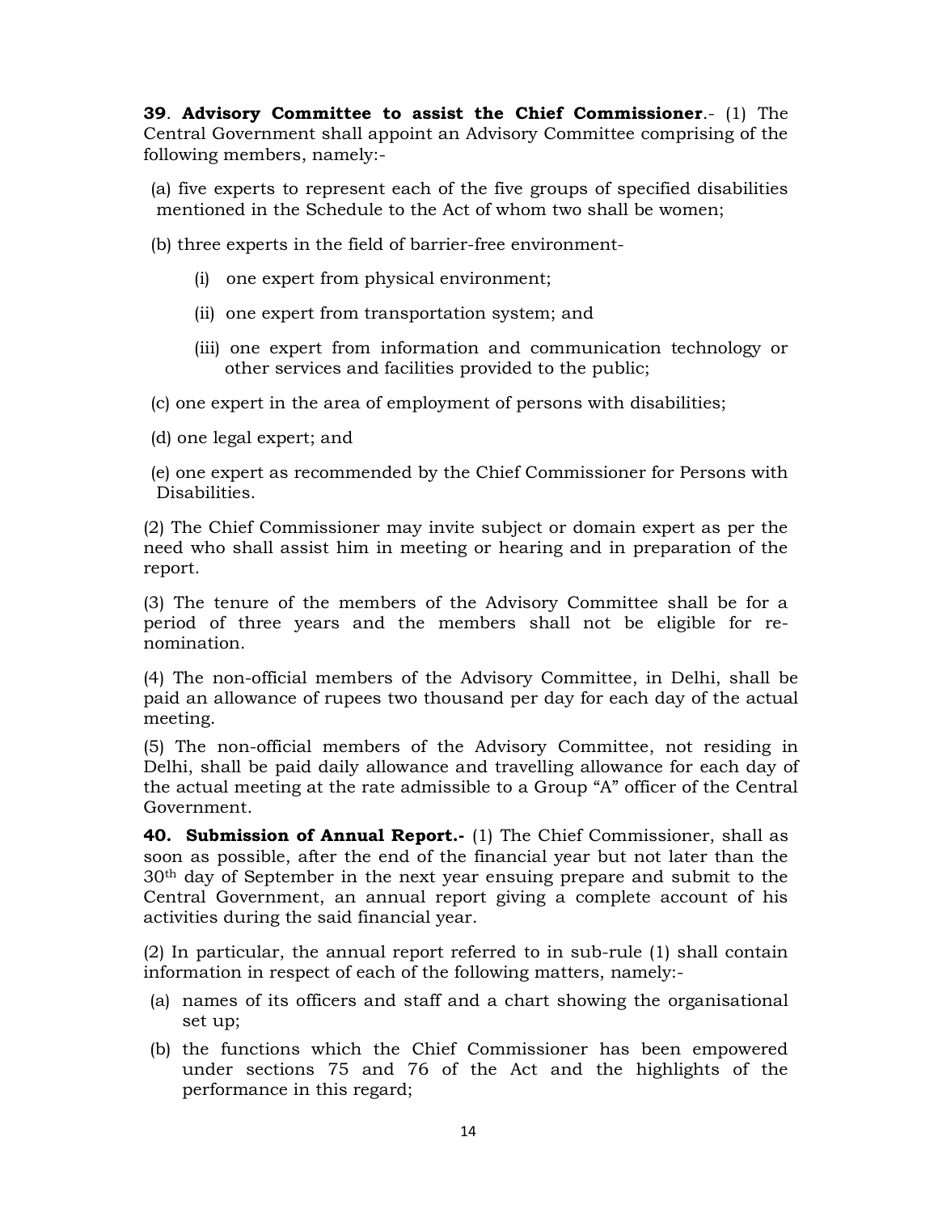**39**. **Advisory Committee to assist the Chief Commissioner**.- (1) The Central Government shall appoint an Advisory Committee comprising of the following members, namely:-

(a) five experts to represent each of the five groups of specified disabilities mentioned in the Schedule to the Act of whom two shall be women;

(b) three experts in the field of barrier-free environment-

(i) one expert from physical environment;

(ii) one expert from transportation system; and

(iii) one expert from information and communication technology or other services and facilities provided to the public;

(c) one expert in the area of employment of persons with disabilities;

(d) one legal expert; and

(e) one expert as recommended by the Chief Commissioner for Persons with Disabilities.

(2) The Chief Commissioner may invite subject or domain expert as per the need who shall assist him in meeting or hearing and in preparation of the report.

(3) The tenure of the members of the Advisory Committee shall be for a period of three years and the members shall not be eligible for re-nomination.

(4) The non-official members of the Advisory Committee, in Delhi, shall be paid an allowance of rupees two thousand per day for each day of the actual meeting.

(5) The non-official members of the Advisory Committee, not residing in Delhi, shall be paid daily allowance and travelling allowance for each day of the actual meeting at the rate admissible to a Group "A" officer of the Central Government.

**40. Submission of Annual Report.-** (1) The Chief Commissioner, shall as soon as possible, after the end of the financial year but not later than the 30th day of September in the next year ensuing prepare and submit to the Central Government, an annual report giving a complete account of his activities during the said financial year.

(2) In particular, the annual report referred to in sub-rule (1) shall contain information in respect of each of the following matters, namely:-

(a) names of its officers and staff and a chart showing the organisational set up;

(b) the functions which the Chief Commissioner has been empowered under sections 75 and 76 of the Act and the highlights of the performance in this regard;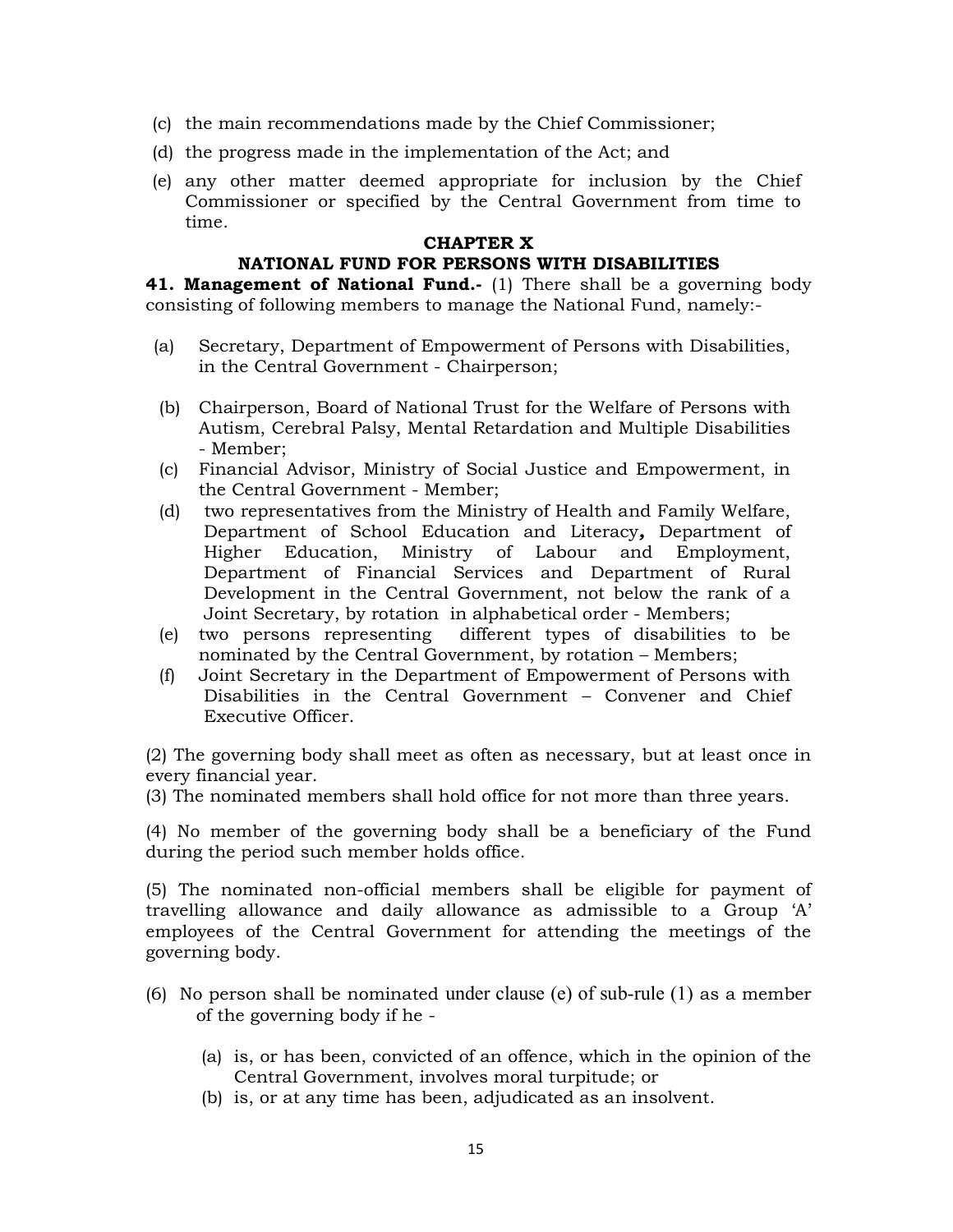(c) the main recommendations made by the Chief Commissioner;

(d) the progress made in the implementation of the Act; and

(e) any other matter deemed appropriate for inclusion by the Chief Commissioner or specified by the Central Government from time to time.

## CHAPTER X

## NATIONAL FUND FOR PERSONS WITH DISABILITIES

**41. Management of National Fund.-** (1) There shall be a governing body consisting of following members to manage the National Fund, namely:-

(a) Secretary, Department of Empowerment of Persons with Disabilities, in the Central Government - Chairperson;

(b) Chairperson, Board of National Trust for the Welfare of Persons with Autism, Cerebral Palsy, Mental Retardation and Multiple Disabilities - Member;

(c) Financial Advisor, Ministry of Social Justice and Empowerment, in the Central Government - Member;

(d) two representatives from the Ministry of Health and Family Welfare, Department of School Education and Literacy**,** Department of Higher Education, Ministry of Labour and Employment, Department of Financial Services and Department of Rural Development in the Central Government, not below the rank of a Joint Secretary, by rotation in alphabetical order - Members;

(e) two persons representing different types of disabilities to be nominated by the Central Government, by rotation – Members;

(f) Joint Secretary in the Department of Empowerment of Persons with Disabilities in the Central Government – Convener and Chief Executive Officer.

(2) The governing body shall meet as often as necessary, but at least once in every financial year.

(3) The nominated members shall hold office for not more than three years.

(4) No member of the governing body shall be a beneficiary of the Fund during the period such member holds office.

(5) The nominated non-official members shall be eligible for payment of travelling allowance and daily allowance as admissible to a Group 'A' employees of the Central Government for attending the meetings of the governing body.

(6) No person shall be nominated under clause (e) of sub-rule (1) as a member of the governing body if he -

(a) is, or has been, convicted of an offence, which in the opinion of the Central Government, involves moral turpitude; or

(b) is, or at any time has been, adjudicated as an insolvent.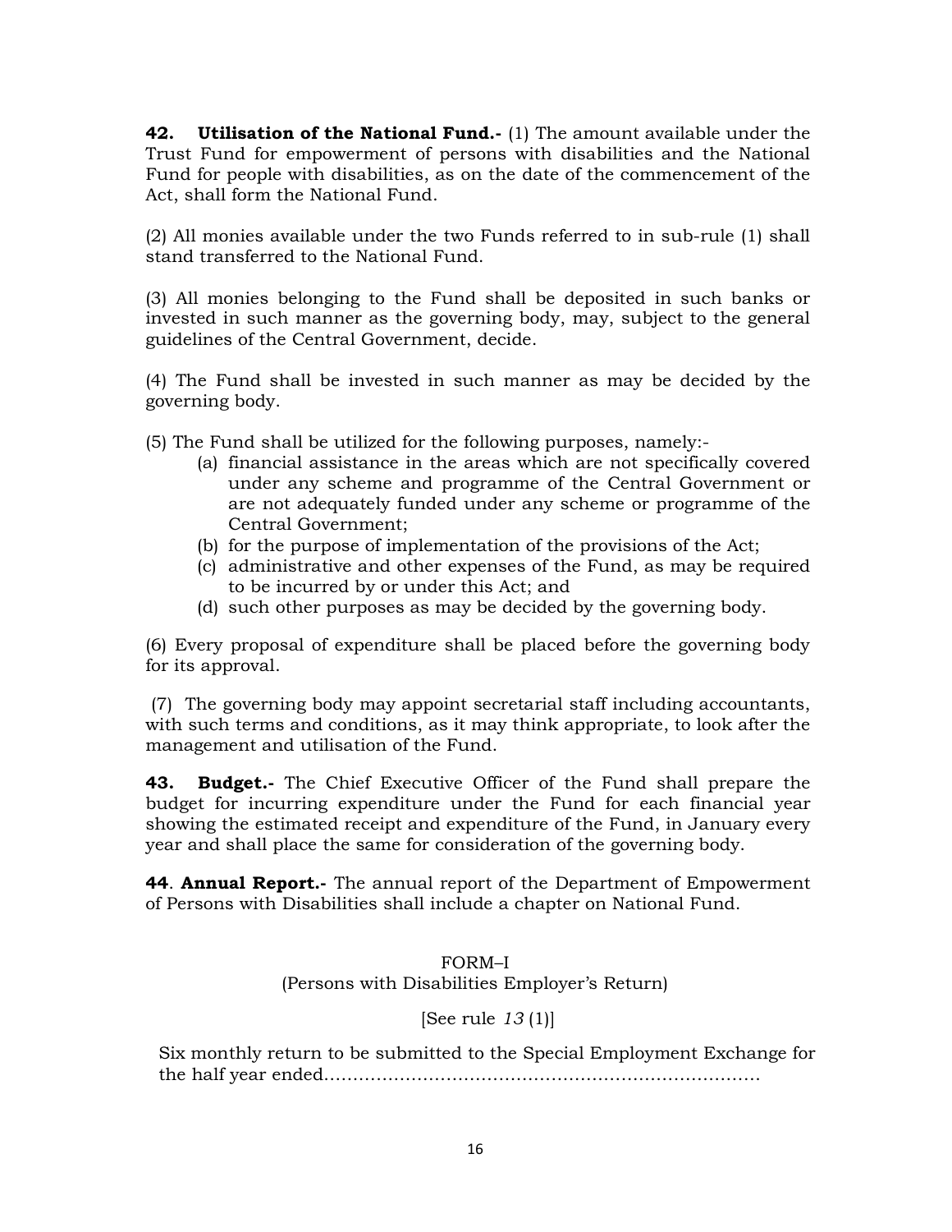**42. Utilisation of the National Fund.-** (1) The amount available under the Trust Fund for empowerment of persons with disabilities and the National Fund for people with disabilities, as on the date of the commencement of the Act, shall form the National Fund.

(2) All monies available under the two Funds referred to in sub-rule (1) shall stand transferred to the National Fund.

(3) All monies belonging to the Fund shall be deposited in such banks or invested in such manner as the governing body, may, subject to the general guidelines of the Central Government, decide.

(4) The Fund shall be invested in such manner as may be decided by the governing body.

(5) The Fund shall be utilized for the following purposes, namely:-

(a) financial assistance in the areas which are not specifically covered under any scheme and programme of the Central Government or are not adequately funded under any scheme or programme of the Central Government;
(b) for the purpose of implementation of the provisions of the Act;
(c) administrative and other expenses of the Fund, as may be required to be incurred by or under this Act; and
(d) such other purposes as may be decided by the governing body.

(6) Every proposal of expenditure shall be placed before the governing body for its approval.

(7) The governing body may appoint secretarial staff including accountants, with such terms and conditions, as it may think appropriate, to look after the management and utilisation of the Fund.

**43. Budget.-** The Chief Executive Officer of the Fund shall prepare the budget for incurring expenditure under the Fund for each financial year showing the estimated receipt and expenditure of the Fund, in January every year and shall place the same for consideration of the governing body.

**44**. **Annual Report.-** The annual report of the Department of Empowerment of Persons with Disabilities shall include a chapter on National Fund.

FORM–I
(Persons with Disabilities Employer's Return)

[See rule *13* (1)]

Six monthly return to be submitted to the Special Employment Exchange for the half year ended………………………………………………………………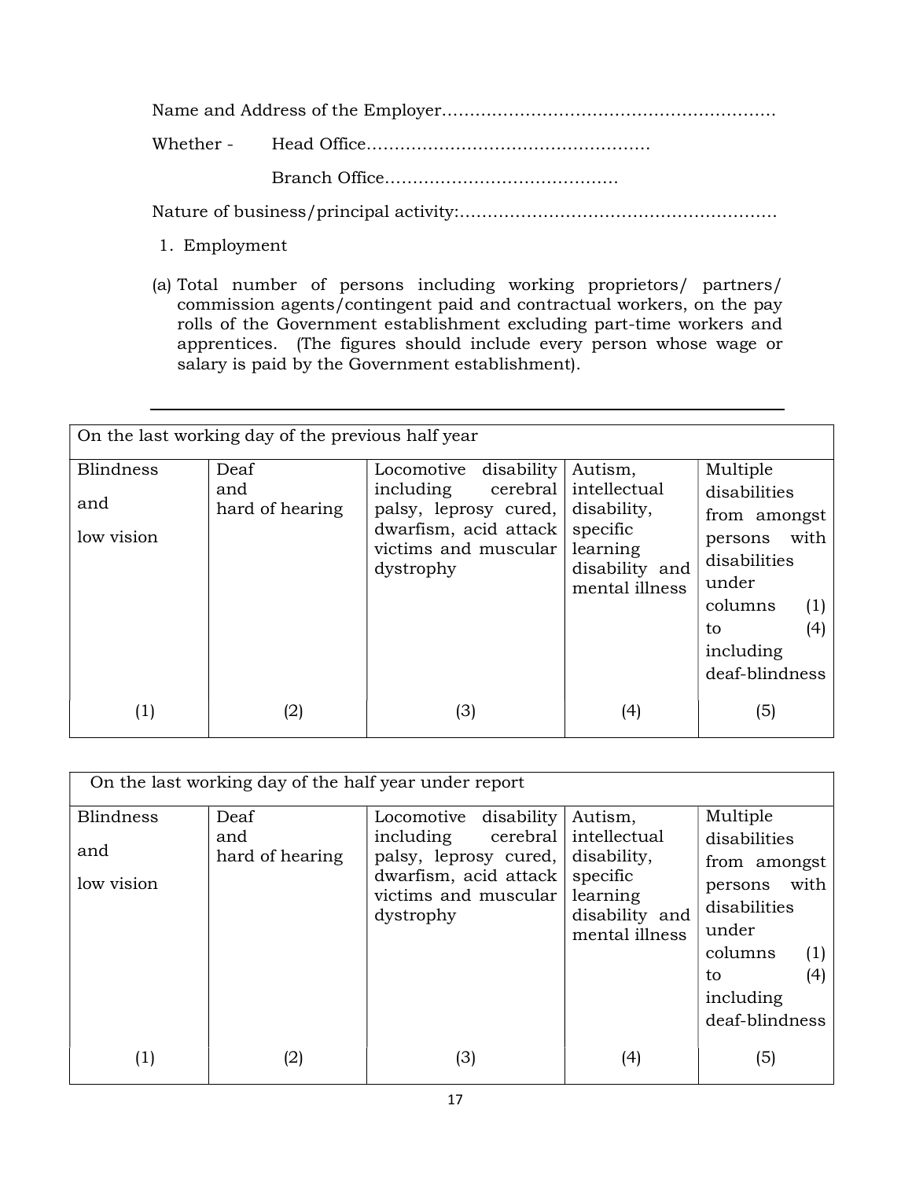Name and Address of the Employer……………………………………………………

Whether - Head Office……………………………………………

Branch Office……………………………………

Nature of business/principal activity:…………………………………………………

1. Employment

(a) Total number of persons including working proprietors/ partners/ commission agents/contingent paid and contractual workers, on the pay rolls of the Government establishment excluding part-time workers and apprentices. (The figures should include every person whose wage or salary is paid by the Government establishment).

---

| On the last working day of the previous half year | | | | |
|---|---|---|---|---|
| Blindness and low vision | Deaf and hard of hearing | Locomotive disability including cerebral palsy, leprosy cured, dwarfism, acid attack victims and muscular dystrophy | Autism, intellectual disability, specific learning disability and mental illness | Multiple disabilities from amongst persons with disabilities under columns (1) to (4) including deaf-blindness |
| (1) | (2) | (3) | (4) | (5) |

| On the last working day of the half year under report | | | | |
|---|---|---|---|---|
| Blindness and low vision | Deaf and hard of hearing | Locomotive disability including cerebral palsy, leprosy cured, dwarfism, acid attack victims and muscular dystrophy | Autism, intellectual disability, specific learning disability and mental illness | Multiple disabilities from amongst persons with disabilities under columns (1) to (4) including deaf-blindness |
| (1) | (2) | (3) | (4) | (5) |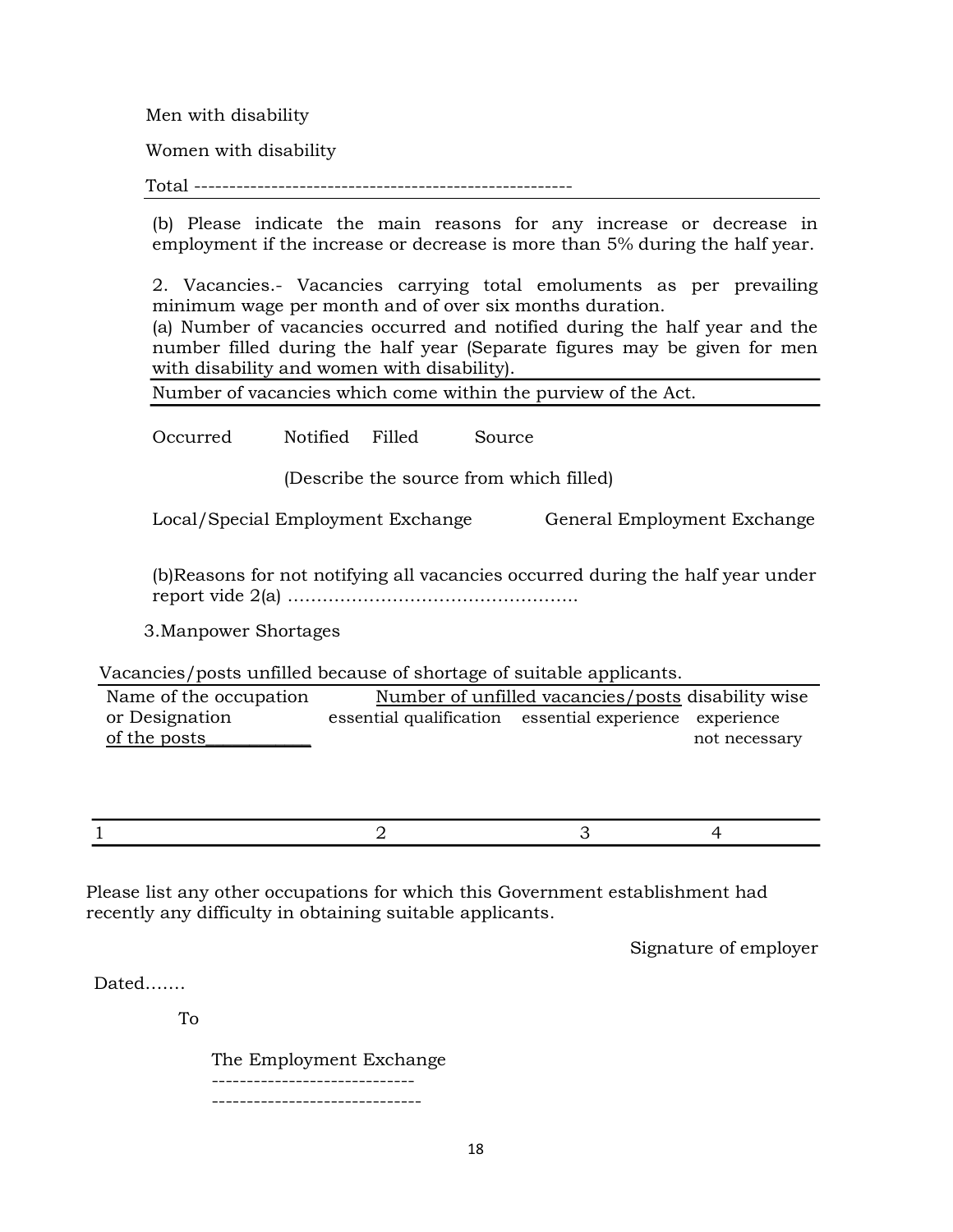Men with disability

Women with disability

Total -------------------------------------------------------

(b) Please indicate the main reasons for any increase or decrease in employment if the increase or decrease is more than 5% during the half year.

2. Vacancies.- Vacancies carrying total emoluments as per prevailing minimum wage per month and of over six months duration.
(a) Number of vacancies occurred and notified during the half year and the number filled during the half year (Separate figures may be given for men with disability and women with disability).

Number of vacancies which come within the purview of the Act.

Occurred Notified Filled Source

(Describe the source from which filled)

Local/Special Employment Exchange General Employment Exchange

(b)Reasons for not notifying all vacancies occurred during the half year under report vide 2(a) …………………………………………..

3.Manpower Shortages

Vacancies/posts unfilled because of shortage of suitable applicants.

| Name of the occupation or Designation of the posts | Number of unfilled vacancies/posts disability wise | | |
|---|---|---|---|
| | essential qualification | essential experience | experience not necessary |
| 1 | 2 | 3 | 4 |

Please list any other occupations for which this Government establishment had recently any difficulty in obtaining suitable applicants.

Signature of employer

Dated…….

To

The Employment Exchange
-----------------------------
------------------------------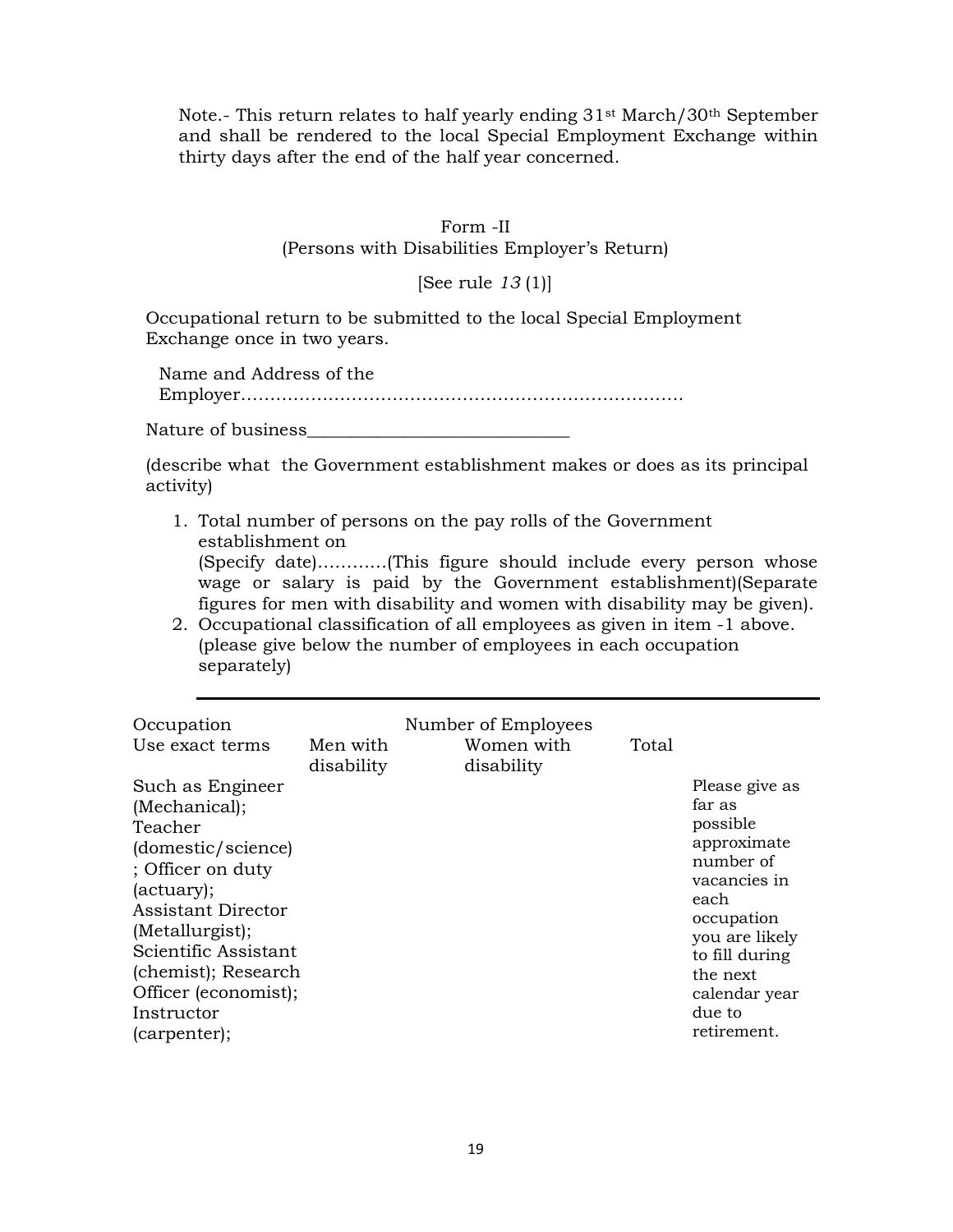Note.- This return relates to half yearly ending 31st March/30th September and shall be rendered to the local Special Employment Exchange within thirty days after the end of the half year concerned.

## Form -II

(Persons with Disabilities Employer's Return)

[See rule *13* (1)]

Occupational return to be submitted to the local Special Employment Exchange once in two years.

Name and Address of the Employer…………………………………………………………………

Nature of business____________________________

(describe what the Government establishment makes or does as its principal activity)

1. Total number of persons on the pay rolls of the Government establishment on (Specify date)…………(This figure should include every person whose wage or salary is paid by the Government establishment)(Separate figures for men with disability and women with disability may be given).
2. Occupational classification of all employees as given in item -1 above. (please give below the number of employees in each occupation separately)

| Occupation Use exact terms | Number of Employees | | | |
|---|---|---|---|---|
| | Men with disability | Women with disability | Total | |
| Such as Engineer (Mechanical); Teacher (domestic/science); Officer on duty (actuary); Assistant Director (Metallurgist); Scientific Assistant (chemist); Research Officer (economist); Instructor (carpenter); | | | | Please give as far as possible approximate number of vacancies in each occupation you are likely to fill during the next calendar year due to retirement. |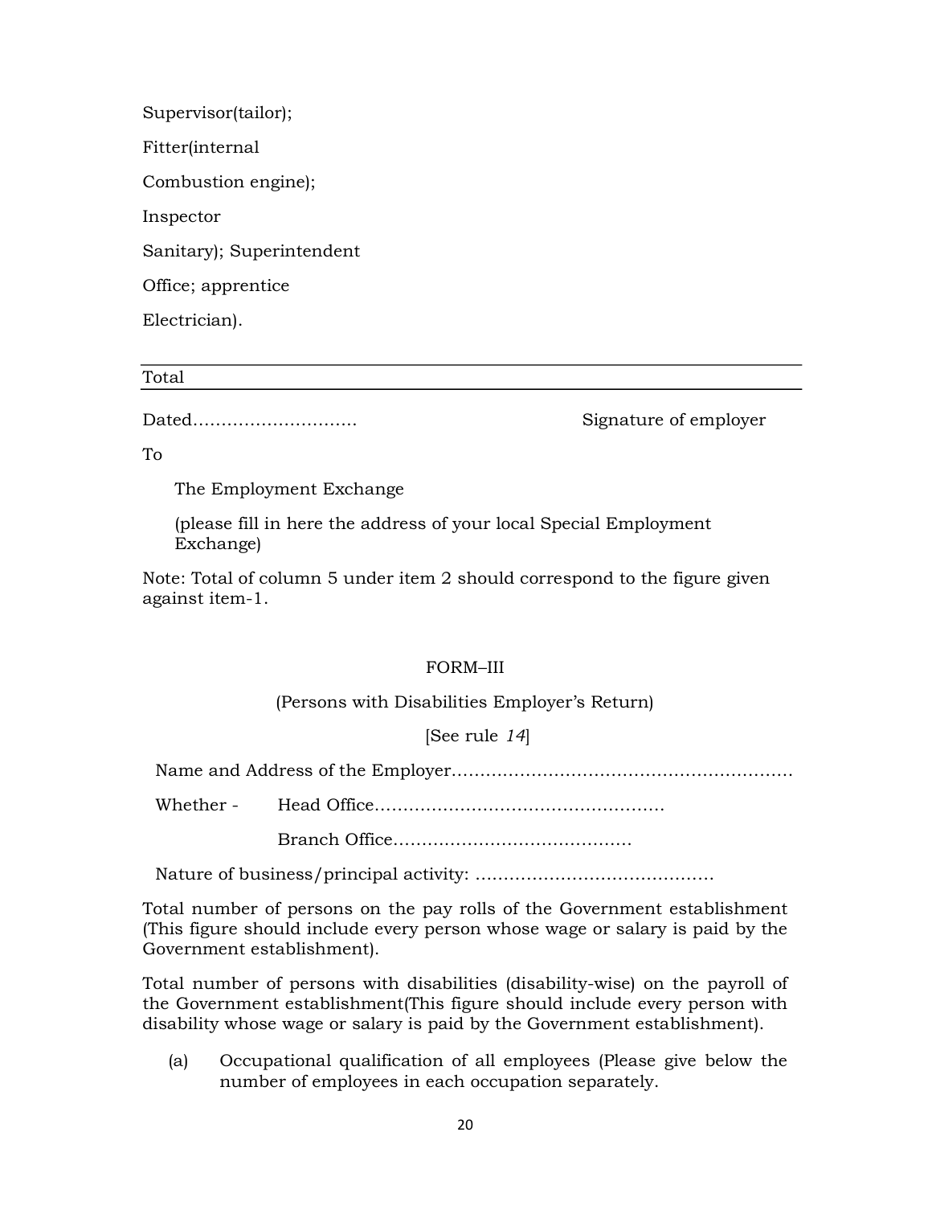Supervisor(tailor);

Fitter(internal

Combustion engine);

Inspector

Sanitary); Superintendent

Office; apprentice

Electrician).

| Total |
|---|

Dated………………………… Signature of employer

To

The Employment Exchange

(please fill in here the address of your local Special Employment Exchange)

Note: Total of column 5 under item 2 should correspond to the figure given against item-1.

## FORM–III

(Persons with Disabilities Employer's Return)

[See rule *14*]

Name and Address of the Employer……………………………………………………

Whether - Head Office……………………………………………

Branch Office……………………………………

Nature of business/principal activity: ……………………………………

Total number of persons on the pay rolls of the Government establishment (This figure should include every person whose wage or salary is paid by the Government establishment).

Total number of persons with disabilities (disability-wise) on the payroll of the Government establishment(This figure should include every person with disability whose wage or salary is paid by the Government establishment).

(a) Occupational qualification of all employees (Please give below the number of employees in each occupation separately.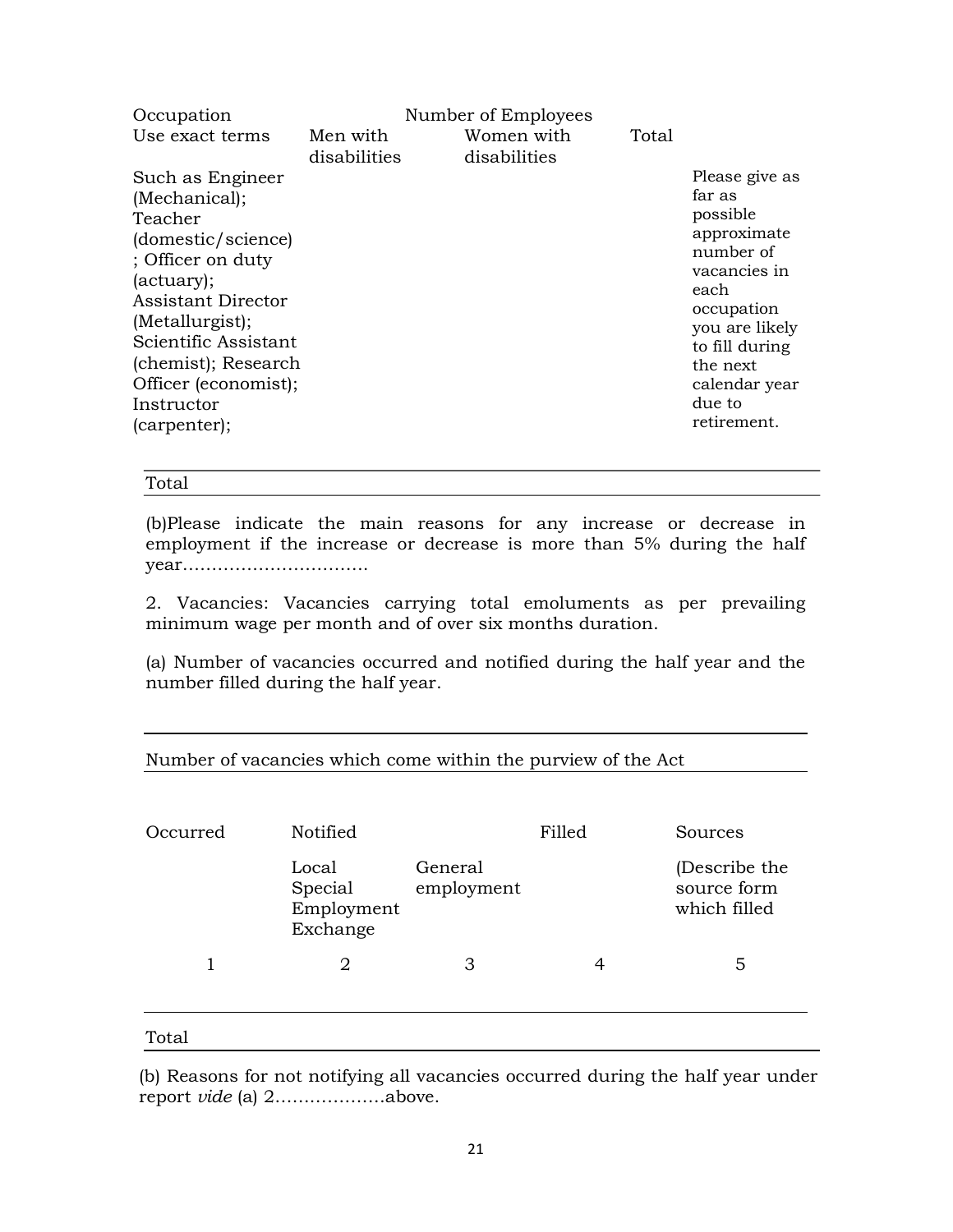| Occupation Use exact terms | Number of Employees Men with disabilities | Women with disabilities | Total | |
|---|---|---|---|---|
| Such as Engineer (Mechanical); Teacher (domestic/science) ; Officer on duty (actuary); Assistant Director (Metallurgist); Scientific Assistant (chemist); Research Officer (economist); Instructor (carpenter); | | | | Please give as far as possible approximate number of vacancies in each occupation you are likely to fill during the next calendar year due to retirement. |
| Total | | | | |

(b)Please indicate the main reasons for any increase or decrease in employment if the increase or decrease is more than 5% during the half year……………………………

2. Vacancies: Vacancies carrying total emoluments as per prevailing minimum wage per month and of over six months duration.

(a) Number of vacancies occurred and notified during the half year and the number filled during the half year.

| Number of vacancies which come within the purview of the Act | | | | |
|---|---|---|---|---|
| Occurred | Notified | | Filled | Sources |
| | Local Special Employment Exchange | General employment | | (Describe the source form which filled |
| 1 | 2 | 3 | 4 | 5 |
| Total | | | | |

(b) Reasons for not notifying all vacancies occurred during the half year under report *vide* (a) 2……………….above.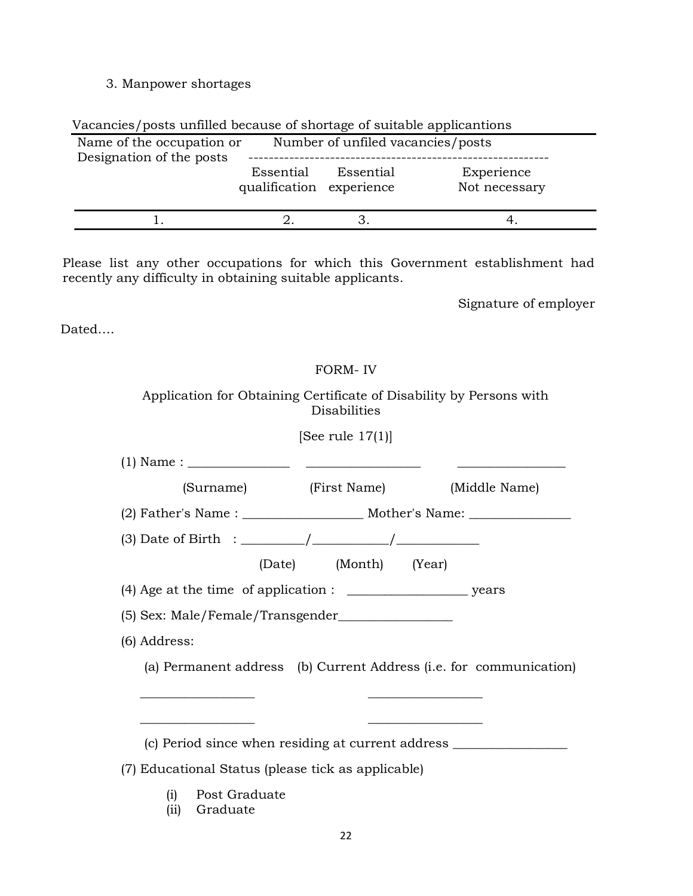3. Manpower shortages

Vacancies/posts unfilled because of shortage of suitable applicantions

| Name of the occupation or Designation of the posts | Number of unfiled vacancies/posts | | |
|---|---|---|---|
| | Essential qualification | Essential experience | Experience Not necessary |
| 1. | 2. | 3. | 4. |

Please list any other occupations for which this Government establishment had recently any difficulty in obtaining suitable applicants.

Signature of employer

Dated....

## FORM- IV

Application for Obtaining Certificate of Disability by Persons with Disabilities

[See rule 17(1)]

(1) Name : _______________ _________________ ________________

(Surname) (First Name) (Middle Name)

(2) Father's Name : __________________ Mother's Name: _______________

(3) Date of Birth : _________/___________/____________

(Date) (Month) (Year)

(4) Age at the time of application : __________________ years

(5) Sex: Male/Female/Transgender_________________

(6) Address:

(a) Permanent address (b) Current Address (i.e. for communication)

_________________ _________________

_________________ _________________

(c) Period since when residing at current address _________________

(7) Educational Status (please tick as applicable)

(i) Post Graduate
(ii) Graduate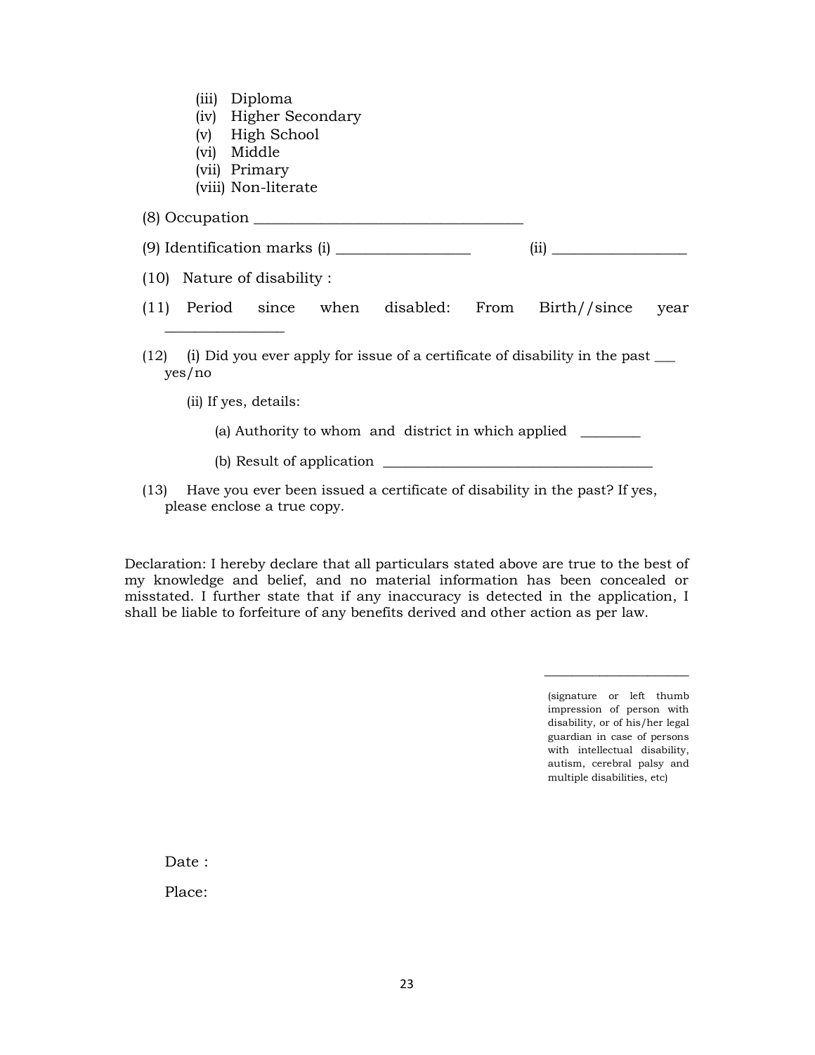(iii) Diploma
(iv) Higher Secondary
(v) High School
(vi) Middle
(vii) Primary
(viii) Non-literate

(8) Occupation ___________________________________

(9) Identification marks (i) _________________ (ii) _________________

(10) Nature of disability :

(11) Period since when disabled: From Birth//since year _______________

(12) (i) Did you ever apply for issue of a certificate of disability in the past ___ yes/no

(ii) If yes, details:

(a) Authority to whom and district in which applied ________

(b) Result of application ___________________________________

(13) Have you ever been issued a certificate of disability in the past? If yes, please enclose a true copy.

Declaration: I hereby declare that all particulars stated above are true to the best of my knowledge and belief, and no material information has been concealed or misstated. I further state that if any inaccuracy is detected in the application, I shall be liable to forfeiture of any benefits derived and other action as per law.

_____________________

(signature or left thumb impression of person with disability, or of his/her legal guardian in case of persons with intellectual disability, autism, cerebral palsy and multiple disabilities, etc)

Date :

Place: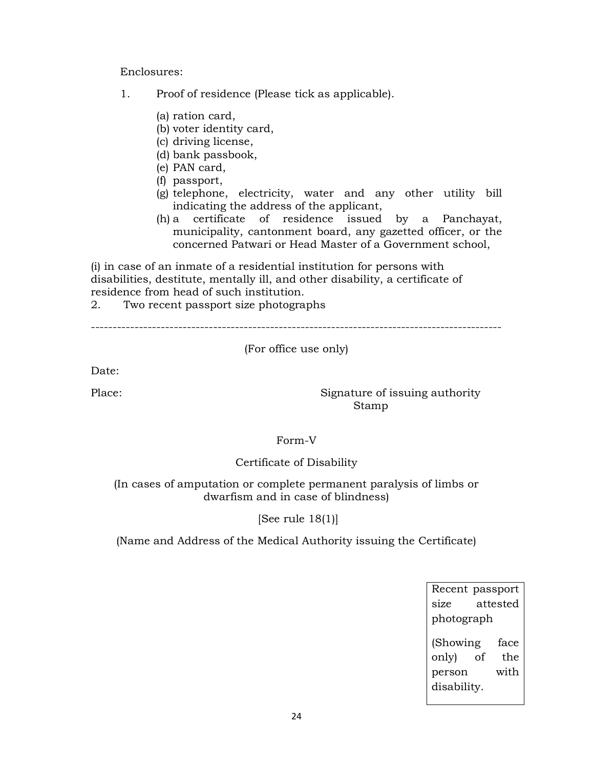Enclosures:

1. Proof of residence (Please tick as applicable).

   (a) ration card,
   (b) voter identity card,
   (c) driving license,
   (d) bank passbook,
   (e) PAN card,
   (f) passport,
   (g) telephone, electricity, water and any other utility bill indicating the address of the applicant,
   (h) a certificate of residence issued by a Panchayat, municipality, cantonment board, any gazetted officer, or the concerned Patwari or Head Master of a Government school,

(i) in case of an inmate of a residential institution for persons with disabilities, destitute, mentally ill, and other disability, a certificate of residence from head of such institution.

2. Two recent passport size photographs

---

(For office use only)

Date:

Place: Signature of issuing authority
Stamp

Form-V

Certificate of Disability

(In cases of amputation or complete permanent paralysis of limbs or dwarfism and in case of blindness)

[See rule 18(1)]

(Name and Address of the Medical Authority issuing the Certificate)

| Recent passport size attested photograph (Showing face only) of the person with disability. |
|---|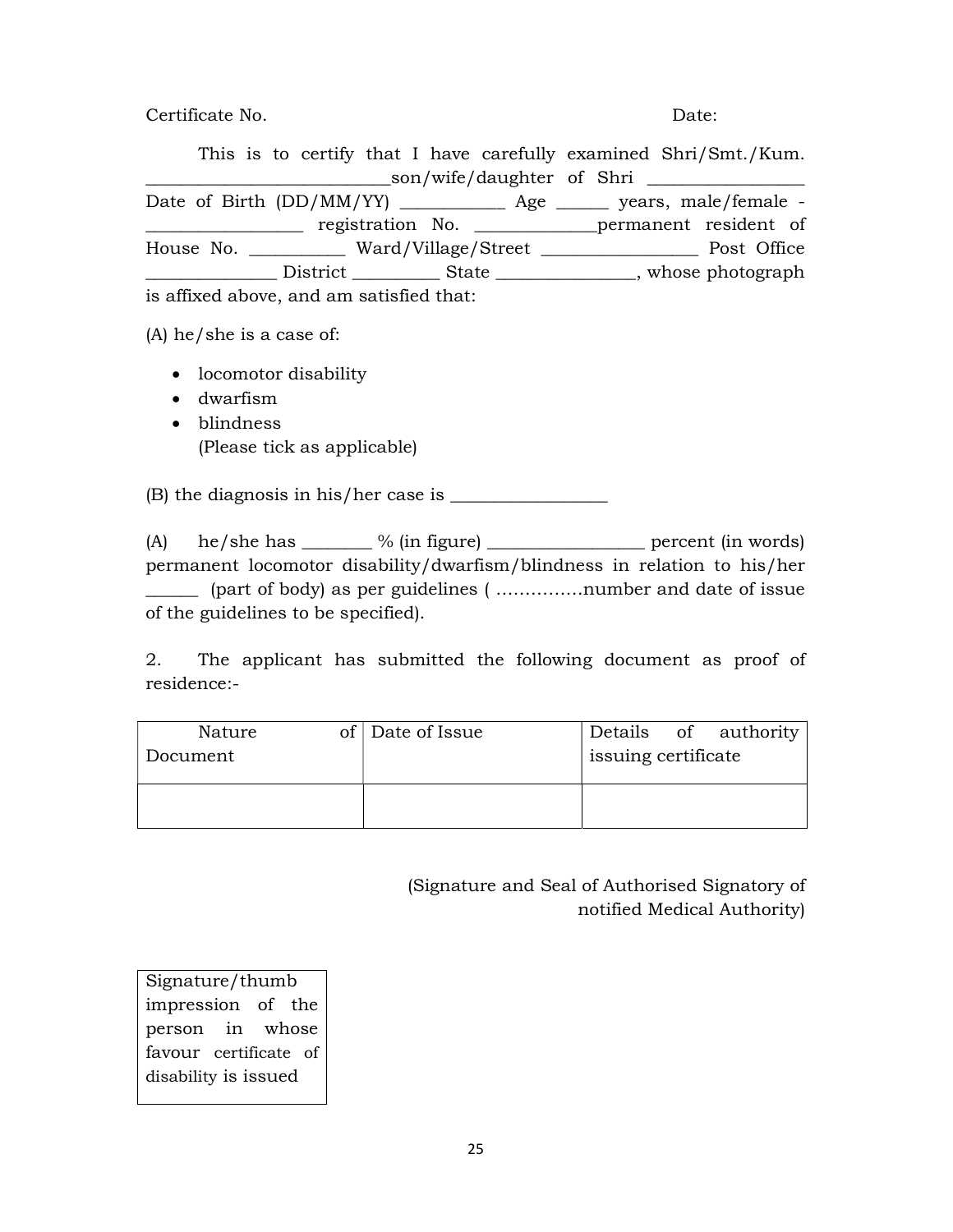Certificate No. Date:

This is to certify that I have carefully examined Shri/Smt./Kum. ___________________________son/wife/daughter of Shri _________________ Date of Birth (DD/MM/YY) ___________ Age ______ years, male/female - _________________ registration No. _____________permanent resident of House No. __________ Ward/Village/Street _________________ Post Office ______________ District _________ State _______________, whose photograph is affixed above, and am satisfied that:

(A) he/she is a case of:

- locomotor disability
- dwarfism
- blindness

  (Please tick as applicable)

(B) the diagnosis in his/her case is _________________

(A) he/she has _______ % (in figure) _________________ percent (in words) permanent locomotor disability/dwarfism/blindness in relation to his/her ______ (part of body) as per guidelines ( ……………number and date of issue of the guidelines to be specified).

2. The applicant has submitted the following document as proof of residence:-

| Nature of Document | Date of Issue | Details of authority issuing certificate |
|---|---|---|
| | | |

(Signature and Seal of Authorised Signatory of notified Medical Authority)

| Signature/thumb impression of the person in whose favour certificate of disability is issued |
|---|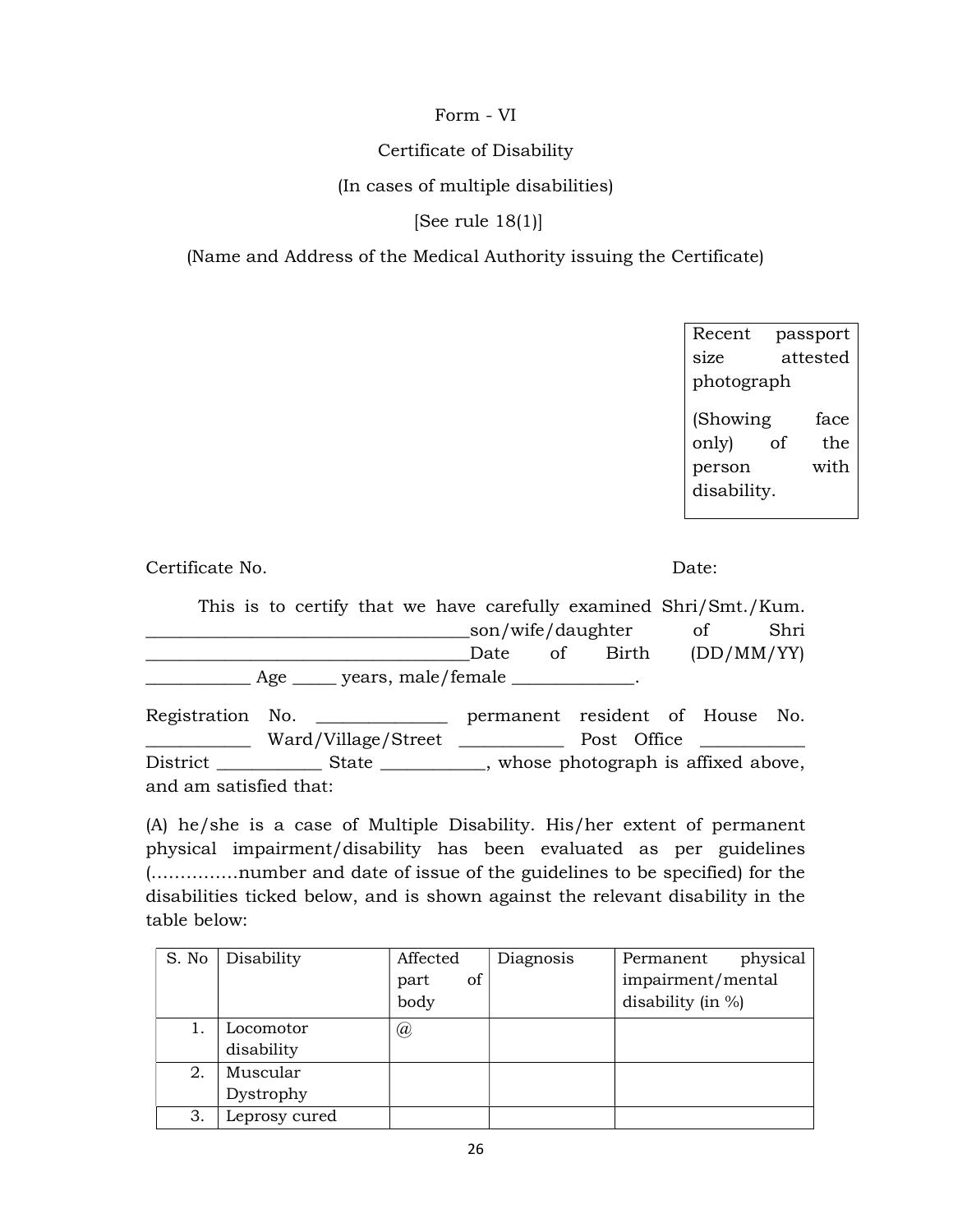Form - VI

Certificate of Disability

(In cases of multiple disabilities)

[See rule 18(1)]

(Name and Address of the Medical Authority issuing the Certificate)

| Recent passport size attested photograph (Showing face only) of the person with disability. |
|---|

Certificate No. Date:

This is to certify that we have carefully examined Shri/Smt./Kum. ____________________________________son/wife/daughter of Shri ____________________________________Date of Birth (DD/MM/YY) ___________ Age _____ years, male/female ______________.

Registration No. ______________ permanent resident of House No. ___________ Ward/Village/Street ___________ Post Office ___________ District ___________ State ___________, whose photograph is affixed above, and am satisfied that:

(A) he/she is a case of Multiple Disability. His/her extent of permanent physical impairment/disability has been evaluated as per guidelines (……………number and date of issue of the guidelines to be specified) for the disabilities ticked below, and is shown against the relevant disability in the table below:

| S. No | Disability | Affected part of body | Diagnosis | Permanent physical impairment/mental disability (in %) |
|---|---|---|---|---|
| 1. | Locomotor disability | @ | | |
| 2. | Muscular Dystrophy | | | |
| 3. | Leprosy cured | | | |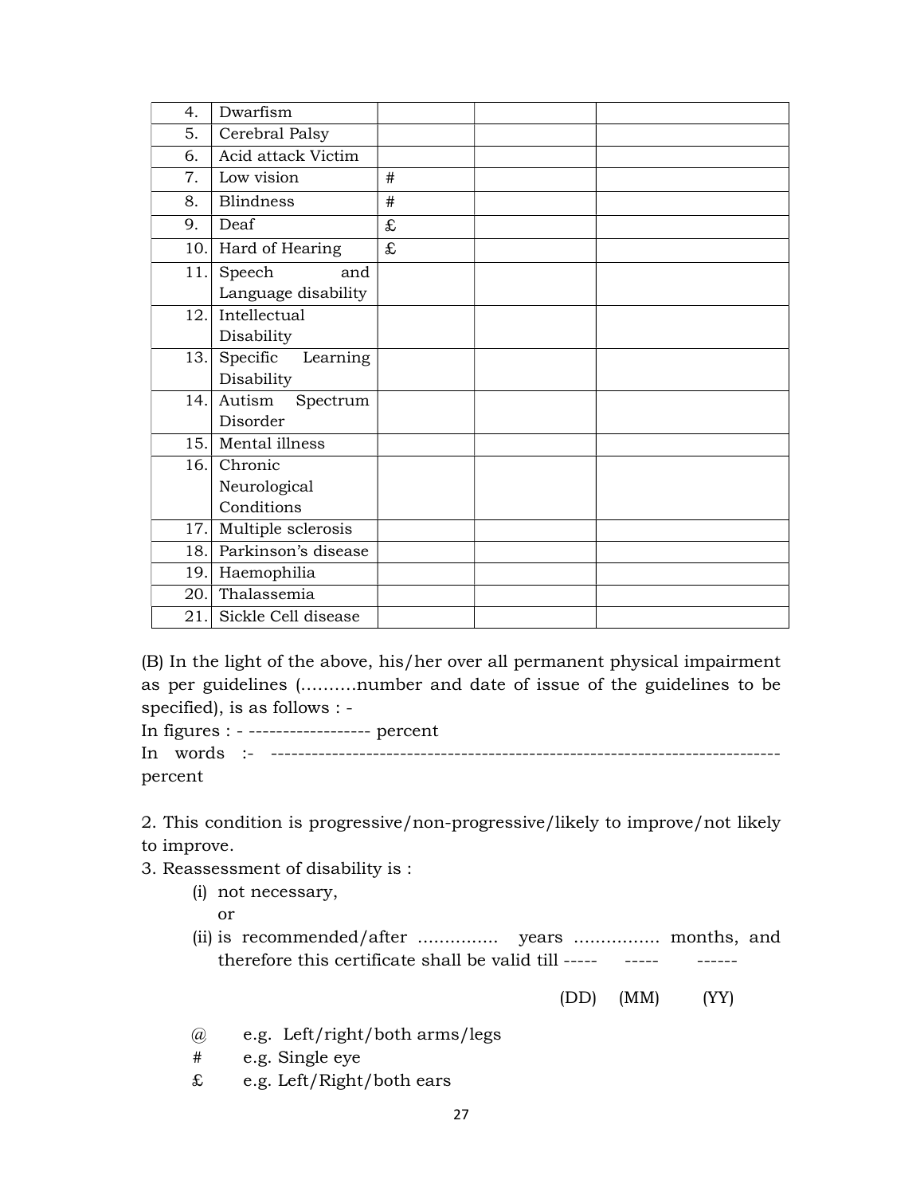| | | | | |
|---|---|---|---|---|
| 4. | Dwarfism | | | |
| 5. | Cerebral Palsy | | | |
| 6. | Acid attack Victim | | | |
| 7. | Low vision | # | | |
| 8. | Blindness | # | | |
| 9. | Deaf | ₤ | | |
| 10. | Hard of Hearing | ₤ | | |
| 11. | Speech and Language disability | | | |
| 12. | Intellectual Disability | | | |
| 13. | Specific Learning Disability | | | |
| 14. | Autism Spectrum Disorder | | | |
| 15. | Mental illness | | | |
| 16. | Chronic Neurological Conditions | | | |
| 17. | Multiple sclerosis | | | |
| 18. | Parkinson's disease | | | |
| 19. | Haemophilia | | | |
| 20. | Thalassemia | | | |
| 21. | Sickle Cell disease | | | |

(B) In the light of the above, his/her over all permanent physical impairment as per guidelines (……….number and date of issue of the guidelines to be specified), is as follows : -

In figures : - ------------------ percent

In words :- ------------------------------------------------------------------------ percent

2. This condition is progressive/non-progressive/likely to improve/not likely to improve.

3. Reassessment of disability is :

(i) not necessary,

or

(ii) is recommended/after …………... years ……………. months, and therefore this certificate shall be valid till ----- ----- ------

(DD) (MM) (YY)

@ e.g. Left/right/both arms/legs

# e.g. Single eye

₤ e.g. Left/Right/both ears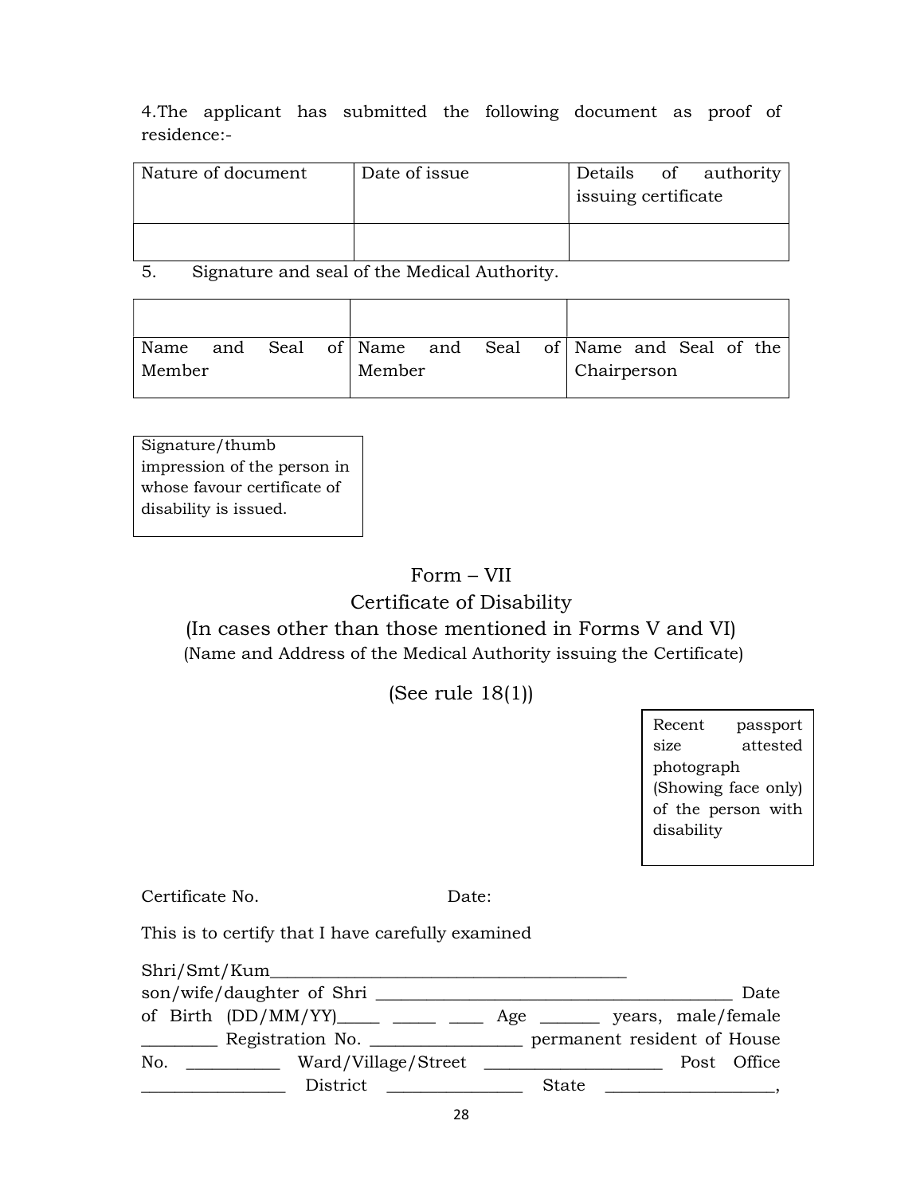4.The applicant has submitted the following document as proof of residence:-

| Nature of document | Date of issue | Details of authority issuing certificate |
|---|---|---|
| | | |

5. Signature and seal of the Medical Authority.

| | | |
|---|---|---|
| Name and Seal of Member | Name and Seal of Member | Name and Seal of the Chairperson |

| Signature/thumb impression of the person in whose favour certificate of disability is issued. |
|---|

# Form – VII

## Certificate of Disability

## (In cases other than those mentioned in Forms V and VI)

(Name and Address of the Medical Authority issuing the Certificate)

(See rule 18(1))

| Recent passport size attested photograph (Showing face only) of the person with disability |
|---|

Certificate No. Date:

This is to certify that I have carefully examined

Shri/Smt/Kum___________________________________________
son/wife/daughter of Shri _________________________________________ Date of Birth (DD/MM/YY)_____ _____ ____ Age _______ years, male/female ________ Registration No. _________________ permanent resident of House No. __________ Ward/Village/Street ____________________ Post Office ________________ District _______________ State ___________________,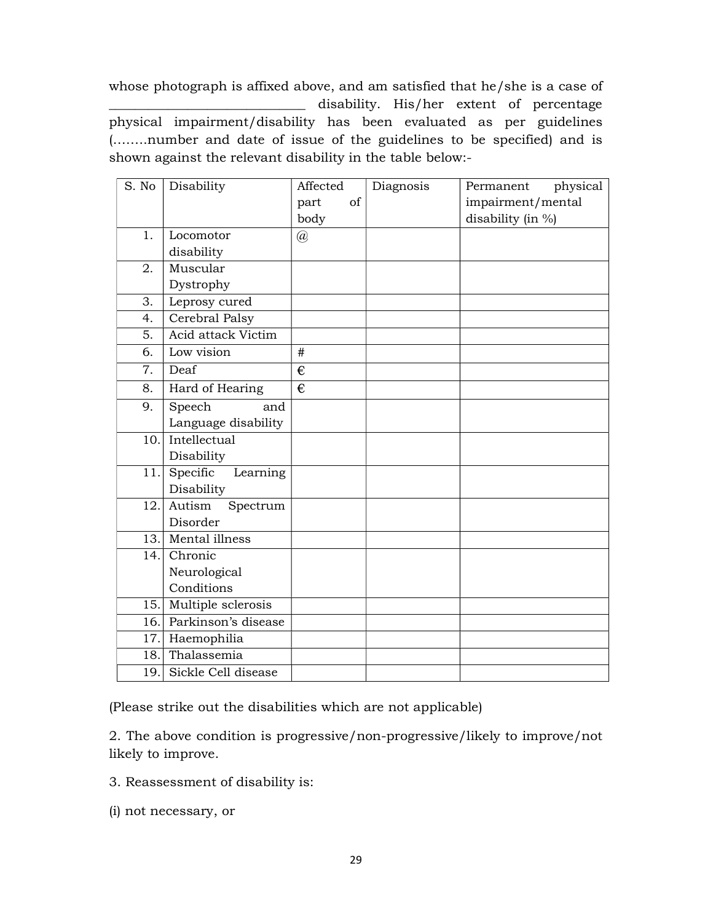whose photograph is affixed above, and am satisfied that he/she is a case of ___________________________ disability. His/her extent of percentage physical impairment/disability has been evaluated as per guidelines (……..number and date of issue of the guidelines to be specified) and is shown against the relevant disability in the table below:-

| S. No | Disability | Affected part of body | Diagnosis | Permanent physical impairment/mental disability (in %) |
|---|---|---|---|---|
| 1. | Locomotor disability | @ | | |
| 2. | Muscular Dystrophy | | | |
| 3. | Leprosy cured | | | |
| 4. | Cerebral Palsy | | | |
| 5. | Acid attack Victim | | | |
| 6. | Low vision | # | | |
| 7. | Deaf | € | | |
| 8. | Hard of Hearing | € | | |
| 9. | Speech and Language disability | | | |
| 10. | Intellectual Disability | | | |
| 11. | Specific Learning Disability | | | |
| 12. | Autism Spectrum Disorder | | | |
| 13. | Mental illness | | | |
| 14. | Chronic Neurological Conditions | | | |
| 15. | Multiple sclerosis | | | |
| 16. | Parkinson's disease | | | |
| 17. | Haemophilia | | | |
| 18. | Thalassemia | | | |
| 19. | Sickle Cell disease | | | |

(Please strike out the disabilities which are not applicable)

2. The above condition is progressive/non-progressive/likely to improve/not likely to improve.

3. Reassessment of disability is:

(i) not necessary, or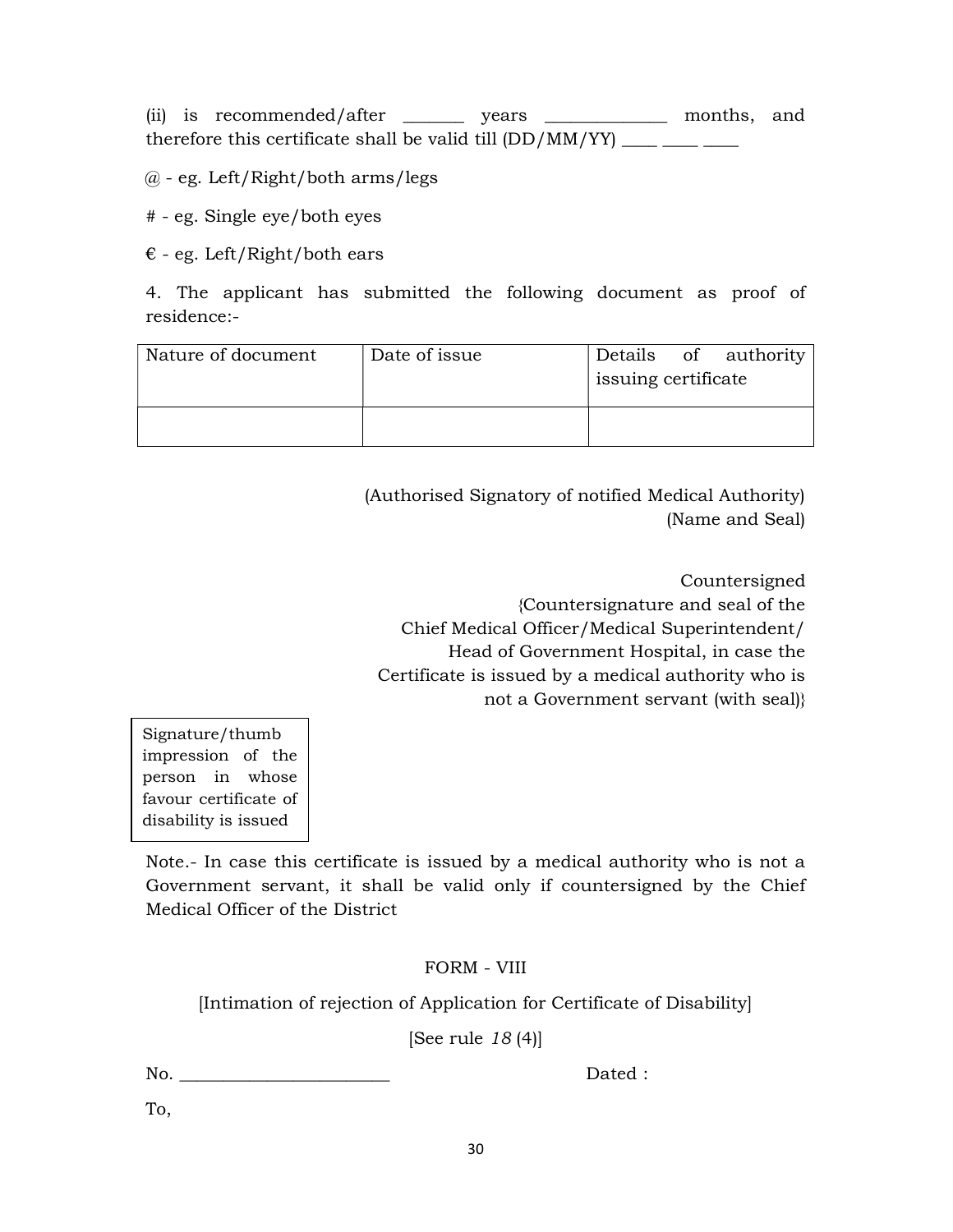(ii) is recommended/after _______ years ______________ months, and therefore this certificate shall be valid till (DD/MM/YY) ____ ____ ____

@ - eg. Left/Right/both arms/legs

# - eg. Single eye/both eyes

€ - eg. Left/Right/both ears

4. The applicant has submitted the following document as proof of residence:-

| Nature of document | Date of issue | Details of authority issuing certificate |
|---|---|---|
| | | |

(Authorised Signatory of notified Medical Authority)
(Name and Seal)

Countersigned
{Countersignature and seal of the Chief Medical Officer/Medical Superintendent/ Head of Government Hospital, in case the Certificate is issued by a medical authority who is not a Government servant (with seal)}

| Signature/thumb impression of the person in whose favour certificate of disability is issued |
|---|

Note.- In case this certificate is issued by a medical authority who is not a Government servant, it shall be valid only if countersigned by the Chief Medical Officer of the District

## FORM - VIII

[Intimation of rejection of Application for Certificate of Disability]

[See rule *18* (4)]

No. ________________________ Dated :

To,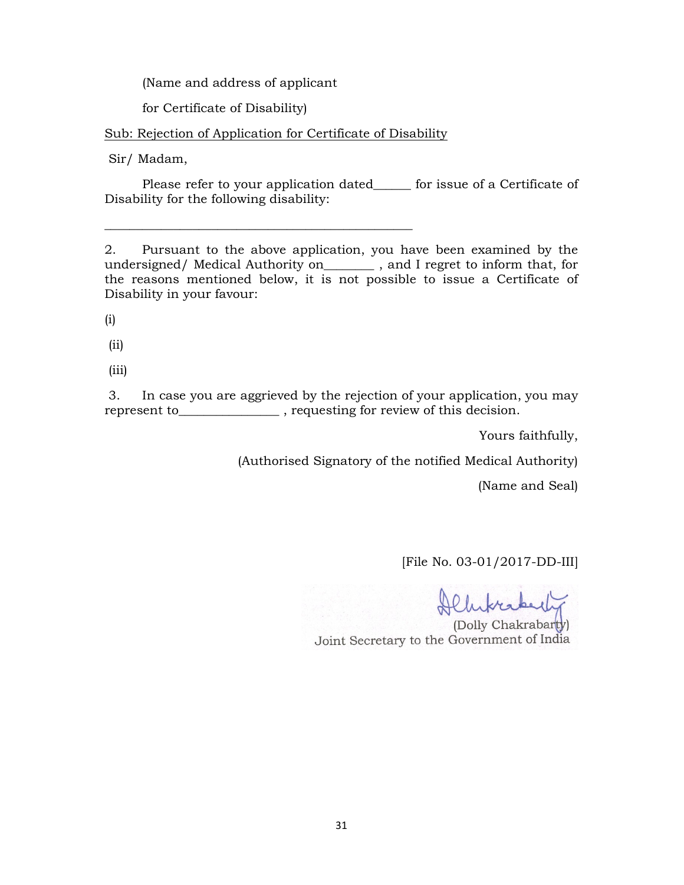(Name and address of applicant

for Certificate of Disability)

Sub: Rejection of Application for Certificate of Disability

Sir/ Madam,

Please refer to your application dated______ for issue of a Certificate of Disability for the following disability:

_______________________________________________

2. Pursuant to the above application, you have been examined by the undersigned/ Medical Authority on________ , and I regret to inform that, for the reasons mentioned below, it is not possible to issue a Certificate of Disability in your favour:

(i)

(ii)

(iii)

3. In case you are aggrieved by the rejection of your application, you may represent to________________ , requesting for review of this decision.

Yours faithfully,

(Authorised Signatory of the notified Medical Authority)

(Name and Seal)

[File No. 03-01/2017-DD-III]

(Dolly Chakrabarty)
Joint Secretary to the Government of India